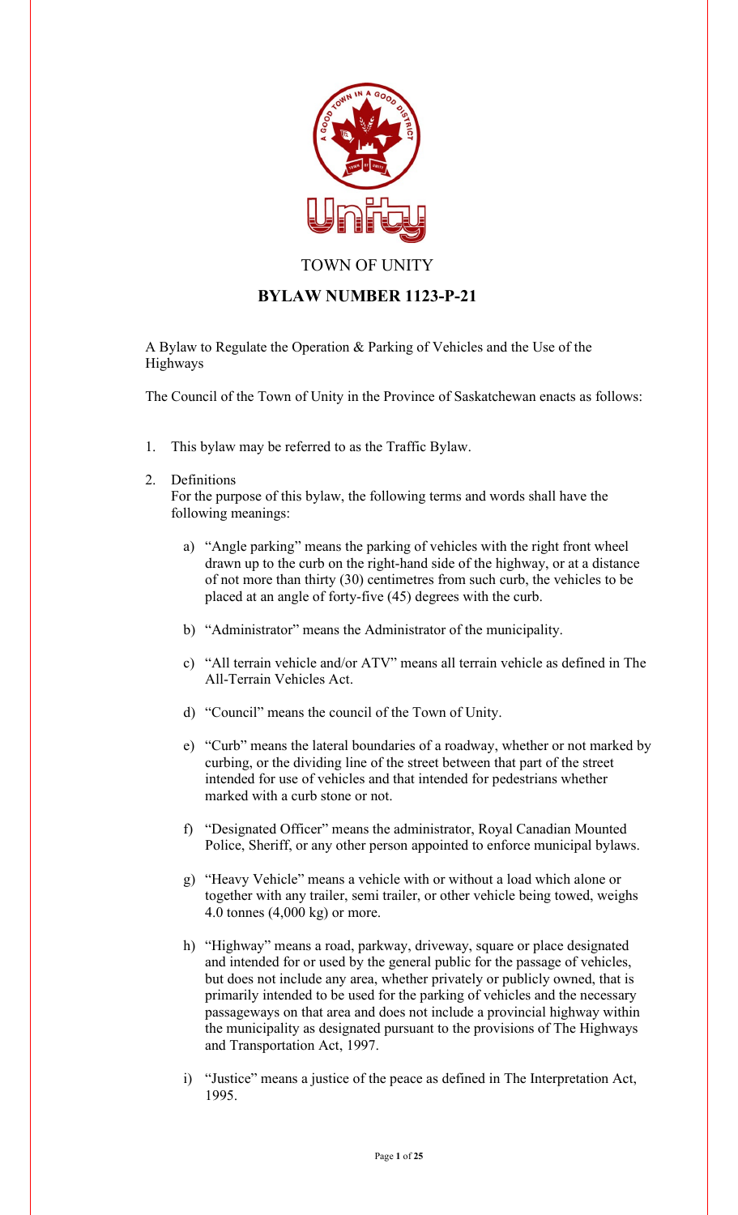TOWN OF UNITY

# BYLAW NUMBER 1123-P-21

A Bylaw to Regulate the Operation & Parking of Vehicles and the Use of the Highways

The Council of the Town of Unity in the Province of Saskatchewan enacts as follows:

1. This bylaw may be referred to as the Traffic Bylaw.

2. Definitions
   For the purpose of this bylaw, the following terms and words shall have the following meanings:

   a) "Angle parking" means the parking of vehicles with the right front wheel drawn up to the curb on the right-hand side of the highway, or at a distance of not more than thirty (30) centimetres from such curb, the vehicles to be placed at an angle of forty-five (45) degrees with the curb.

   b) "Administrator" means the Administrator of the municipality.

   c) "All terrain vehicle and/or ATV" means all terrain vehicle as defined in The All-Terrain Vehicles Act.

   d) "Council" means the council of the Town of Unity.

   e) "Curb" means the lateral boundaries of a roadway, whether or not marked by curbing, or the dividing line of the street between that part of the street intended for use of vehicles and that intended for pedestrians whether marked with a curb stone or not.

   f) "Designated Officer" means the administrator, Royal Canadian Mounted Police, Sheriff, or any other person appointed to enforce municipal bylaws.

   g) "Heavy Vehicle" means a vehicle with or without a load which alone or together with any trailer, semi trailer, or other vehicle being towed, weighs 4.0 tonnes (4,000 kg) or more.

   h) "Highway" means a road, parkway, driveway, square or place designated and intended for or used by the general public for the passage of vehicles, but does not include any area, whether privately or publicly owned, that is primarily intended to be used for the parking of vehicles and the necessary passageways on that area and does not include a provincial highway within the municipality as designated pursuant to the provisions of The Highways and Transportation Act, 1997.

   i) "Justice" means a justice of the peace as defined in The Interpretation Act, 1995.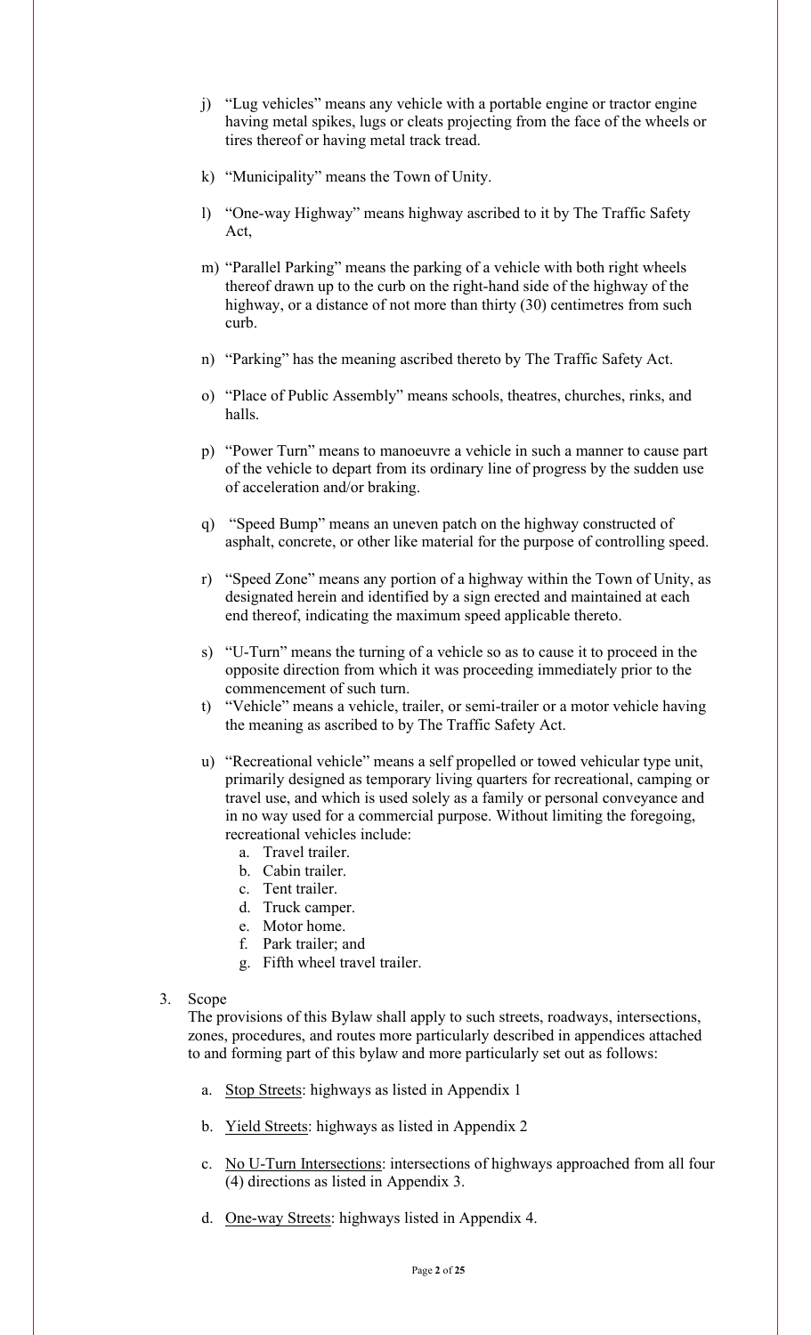j) "Lug vehicles" means any vehicle with a portable engine or tractor engine having metal spikes, lugs or cleats projecting from the face of the wheels or tires thereof or having metal track tread.

k) "Municipality" means the Town of Unity.

l) "One-way Highway" means highway ascribed to it by The Traffic Safety Act,

m) "Parallel Parking" means the parking of a vehicle with both right wheels thereof drawn up to the curb on the right-hand side of the highway of the highway, or a distance of not more than thirty (30) centimetres from such curb.

n) "Parking" has the meaning ascribed thereto by The Traffic Safety Act.

o) "Place of Public Assembly" means schools, theatres, churches, rinks, and halls.

p) "Power Turn" means to manoeuvre a vehicle in such a manner to cause part of the vehicle to depart from its ordinary line of progress by the sudden use of acceleration and/or braking.

q) "Speed Bump" means an uneven patch on the highway constructed of asphalt, concrete, or other like material for the purpose of controlling speed.

r) "Speed Zone" means any portion of a highway within the Town of Unity, as designated herein and identified by a sign erected and maintained at each end thereof, indicating the maximum speed applicable thereto.

s) "U-Turn" means the turning of a vehicle so as to cause it to proceed in the opposite direction from which it was proceeding immediately prior to the commencement of such turn.

t) "Vehicle" means a vehicle, trailer, or semi-trailer or a motor vehicle having the meaning as ascribed to by The Traffic Safety Act.

u) "Recreational vehicle" means a self propelled or towed vehicular type unit, primarily designed as temporary living quarters for recreational, camping or travel use, and which is used solely as a family or personal conveyance and in no way used for a commercial purpose. Without limiting the foregoing, recreational vehicles include:
   a. Travel trailer.
   b. Cabin trailer.
   c. Tent trailer.
   d. Truck camper.
   e. Motor home.
   f. Park trailer; and
   g. Fifth wheel travel trailer.

3. Scope

   The provisions of this Bylaw shall apply to such streets, roadways, intersections, zones, procedures, and routes more particularly described in appendices attached to and forming part of this bylaw and more particularly set out as follows:

   a. <u>Stop Streets</u>: highways as listed in Appendix 1

   b. <u>Yield Streets</u>: highways as listed in Appendix 2

   c. <u>No U-Turn Intersections</u>: intersections of highways approached from all four (4) directions as listed in Appendix 3.

   d. <u>One-way Streets</u>: highways listed in Appendix 4.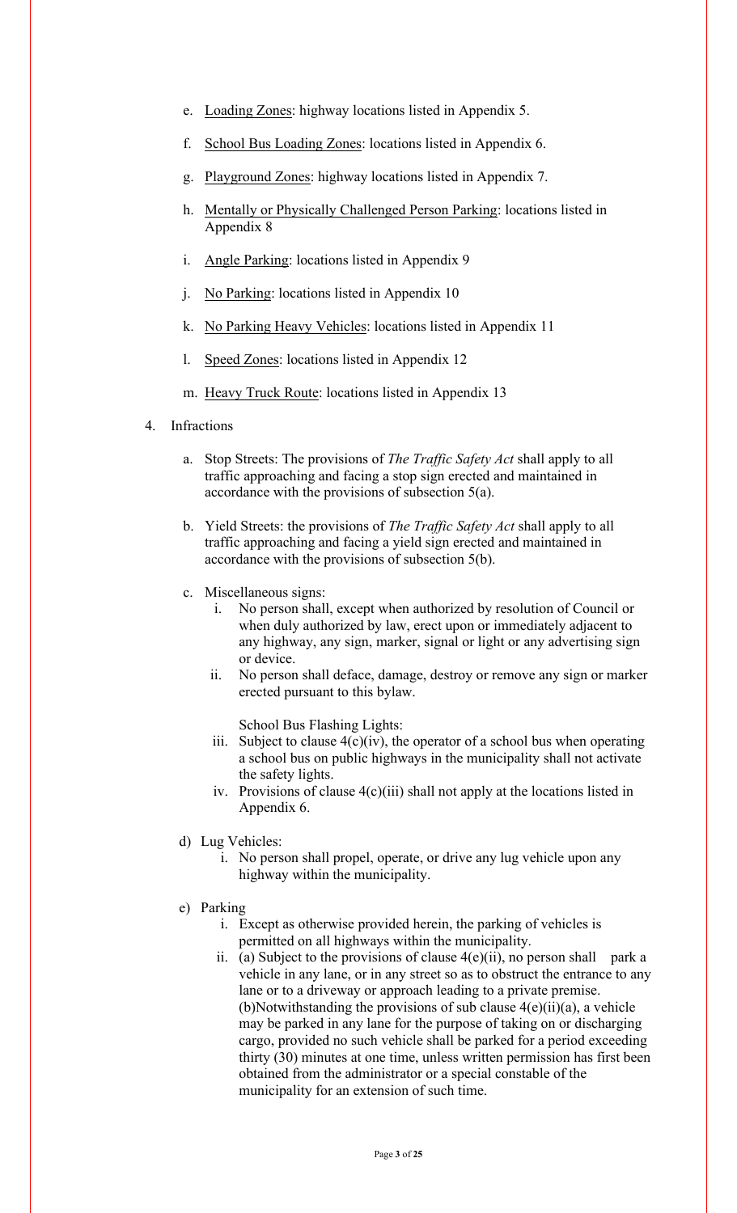e. Loading Zones: highway locations listed in Appendix 5.

f. School Bus Loading Zones: locations listed in Appendix 6.

g. Playground Zones: highway locations listed in Appendix 7.

h. Mentally or Physically Challenged Person Parking: locations listed in Appendix 8

i. Angle Parking: locations listed in Appendix 9

j. No Parking: locations listed in Appendix 10

k. No Parking Heavy Vehicles: locations listed in Appendix 11

l. Speed Zones: locations listed in Appendix 12

m. Heavy Truck Route: locations listed in Appendix 13

4. Infractions

a. Stop Streets: The provisions of *The Traffic Safety Act* shall apply to all traffic approaching and facing a stop sign erected and maintained in accordance with the provisions of subsection 5(a).

b. Yield Streets: the provisions of *The Traffic Safety Act* shall apply to all traffic approaching and facing a yield sign erected and maintained in accordance with the provisions of subsection 5(b).

c. Miscellaneous signs:

i. No person shall, except when authorized by resolution of Council or when duly authorized by law, erect upon or immediately adjacent to any highway, any sign, marker, signal or light or any advertising sign or device.

ii. No person shall deface, damage, destroy or remove any sign or marker erected pursuant to this bylaw.

School Bus Flashing Lights:

iii. Subject to clause 4(c)(iv), the operator of a school bus when operating a school bus on public highways in the municipality shall not activate the safety lights.

iv. Provisions of clause 4(c)(iii) shall not apply at the locations listed in Appendix 6.

d) Lug Vehicles:

i. No person shall propel, operate, or drive any lug vehicle upon any highway within the municipality.

e) Parking

i. Except as otherwise provided herein, the parking of vehicles is permitted on all highways within the municipality.

ii. (a) Subject to the provisions of clause 4(e)(ii), no person shall park a vehicle in any lane, or in any street so as to obstruct the entrance to any lane or to a driveway or approach leading to a private premise.
(b)Notwithstanding the provisions of sub clause 4(e)(ii)(a), a vehicle may be parked in any lane for the purpose of taking on or discharging cargo, provided no such vehicle shall be parked for a period exceeding thirty (30) minutes at one time, unless written permission has first been obtained from the administrator or a special constable of the municipality for an extension of such time.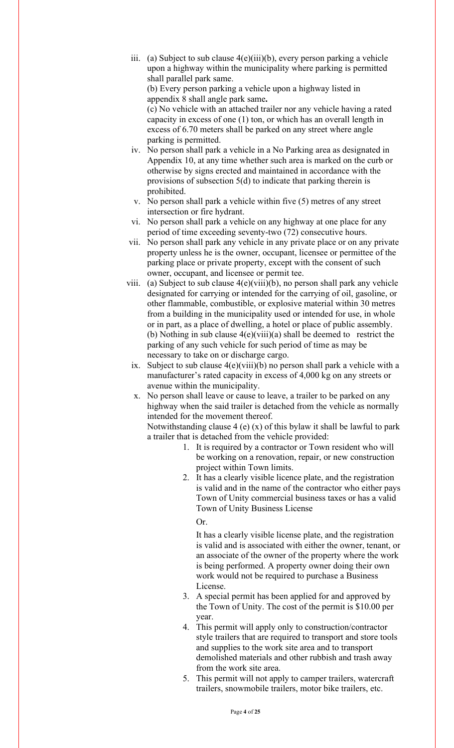iii. (a) Subject to sub clause 4(e)(iii)(b), every person parking a vehicle upon a highway within the municipality where parking is permitted shall parallel park same.

   (b) Every person parking a vehicle upon a highway listed in appendix 8 shall angle park same**.**

   (c) No vehicle with an attached trailer nor any vehicle having a rated capacity in excess of one (1) ton, or which has an overall length in excess of 6.70 meters shall be parked on any street where angle parking is permitted.

iv. No person shall park a vehicle in a No Parking area as designated in Appendix 10, at any time whether such area is marked on the curb or otherwise by signs erected and maintained in accordance with the provisions of subsection 5(d) to indicate that parking therein is prohibited.

v. No person shall park a vehicle within five (5) metres of any street intersection or fire hydrant.

vi. No person shall park a vehicle on any highway at one place for any period of time exceeding seventy-two (72) consecutive hours.

vii. No person shall park any vehicle in any private place or on any private property unless he is the owner, occupant, licensee or permittee of the parking place or private property, except with the consent of such owner, occupant, and licensee or permit tee.

viii. (a) Subject to sub clause 4(e)(viii)(b), no person shall park any vehicle designated for carrying or intended for the carrying of oil, gasoline, or other flammable, combustible, or explosive material within 30 metres from a building in the municipality used or intended for use, in whole or in part, as a place of dwelling, a hotel or place of public assembly.

   (b) Nothing in sub clause 4(e)(viii)(a) shall be deemed to restrict the parking of any such vehicle for such period of time as may be necessary to take on or discharge cargo.

ix. Subject to sub clause 4(e)(viii)(b) no person shall park a vehicle with a manufacturer's rated capacity in excess of 4,000 kg on any streets or avenue within the municipality.

x. No person shall leave or cause to leave, a trailer to be parked on any highway when the said trailer is detached from the vehicle as normally intended for the movement thereof.

   Notwithstanding clause 4 (e) (x) of this bylaw it shall be lawful to park a trailer that is detached from the vehicle provided:

   1. It is required by a contractor or Town resident who will be working on a renovation, repair, or new construction project within Town limits.
   2. It has a clearly visible licence plate, and the registration is valid and in the name of the contractor who either pays Town of Unity commercial business taxes or has a valid Town of Unity Business License

      Or.

      It has a clearly visible license plate, and the registration is valid and is associated with either the owner, tenant, or an associate of the owner of the property where the work is being performed. A property owner doing their own work would not be required to purchase a Business License.
   3. A special permit has been applied for and approved by the Town of Unity. The cost of the permit is $10.00 per year.
   4. This permit will apply only to construction/contractor style trailers that are required to transport and store tools and supplies to the work site area and to transport demolished materials and other rubbish and trash away from the work site area.
   5. This permit will not apply to camper trailers, watercraft trailers, snowmobile trailers, motor bike trailers, etc.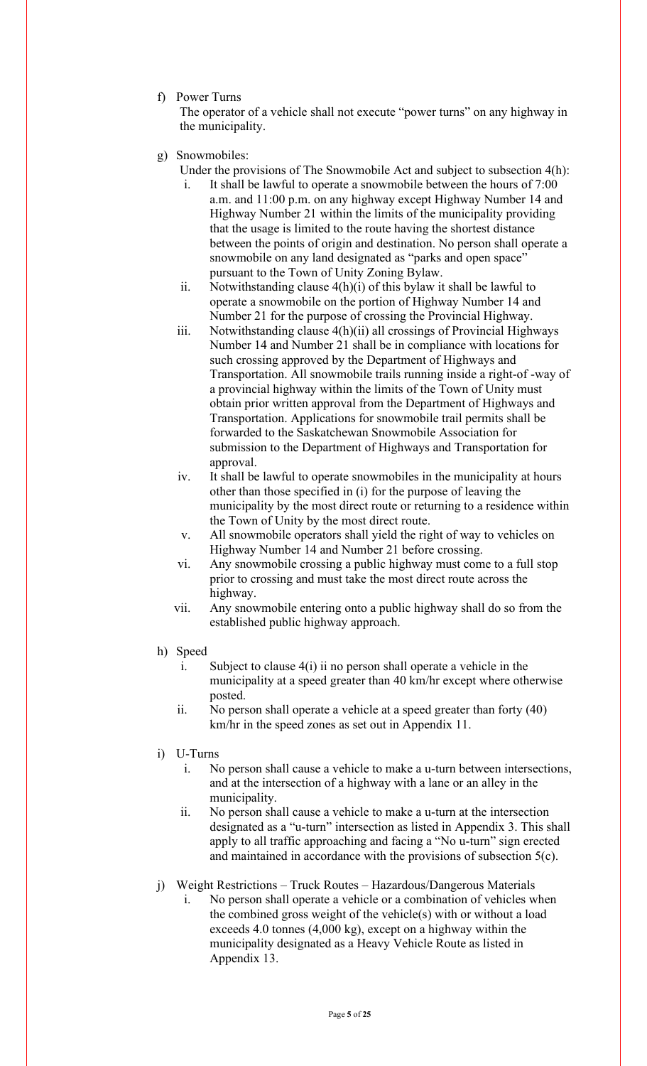f) Power Turns

The operator of a vehicle shall not execute "power turns" on any highway in the municipality.

g) Snowmobiles:

Under the provisions of The Snowmobile Act and subject to subsection 4(h):

i. It shall be lawful to operate a snowmobile between the hours of 7:00 a.m. and 11:00 p.m. on any highway except Highway Number 14 and Highway Number 21 within the limits of the municipality providing that the usage is limited to the route having the shortest distance between the points of origin and destination. No person shall operate a snowmobile on any land designated as "parks and open space" pursuant to the Town of Unity Zoning Bylaw.

ii. Notwithstanding clause 4(h)(i) of this bylaw it shall be lawful to operate a snowmobile on the portion of Highway Number 14 and Number 21 for the purpose of crossing the Provincial Highway.

iii. Notwithstanding clause 4(h)(ii) all crossings of Provincial Highways Number 14 and Number 21 shall be in compliance with locations for such crossing approved by the Department of Highways and Transportation. All snowmobile trails running inside a right-of -way of a provincial highway within the limits of the Town of Unity must obtain prior written approval from the Department of Highways and Transportation. Applications for snowmobile trail permits shall be forwarded to the Saskatchewan Snowmobile Association for submission to the Department of Highways and Transportation for approval.

iv. It shall be lawful to operate snowmobiles in the municipality at hours other than those specified in (i) for the purpose of leaving the municipality by the most direct route or returning to a residence within the Town of Unity by the most direct route.

v. All snowmobile operators shall yield the right of way to vehicles on Highway Number 14 and Number 21 before crossing.

vi. Any snowmobile crossing a public highway must come to a full stop prior to crossing and must take the most direct route across the highway.

vii. Any snowmobile entering onto a public highway shall do so from the established public highway approach.

h) Speed

i. Subject to clause 4(i) ii no person shall operate a vehicle in the municipality at a speed greater than 40 km/hr except where otherwise posted.

ii. No person shall operate a vehicle at a speed greater than forty (40) km/hr in the speed zones as set out in Appendix 11.

i) U-Turns

i. No person shall cause a vehicle to make a u-turn between intersections, and at the intersection of a highway with a lane or an alley in the municipality.

ii. No person shall cause a vehicle to make a u-turn at the intersection designated as a "u-turn" intersection as listed in Appendix 3. This shall apply to all traffic approaching and facing a "No u-turn" sign erected and maintained in accordance with the provisions of subsection 5(c).

j) Weight Restrictions – Truck Routes – Hazardous/Dangerous Materials

i. No person shall operate a vehicle or a combination of vehicles when the combined gross weight of the vehicle(s) with or without a load exceeds 4.0 tonnes (4,000 kg), except on a highway within the municipality designated as a Heavy Vehicle Route as listed in Appendix 13.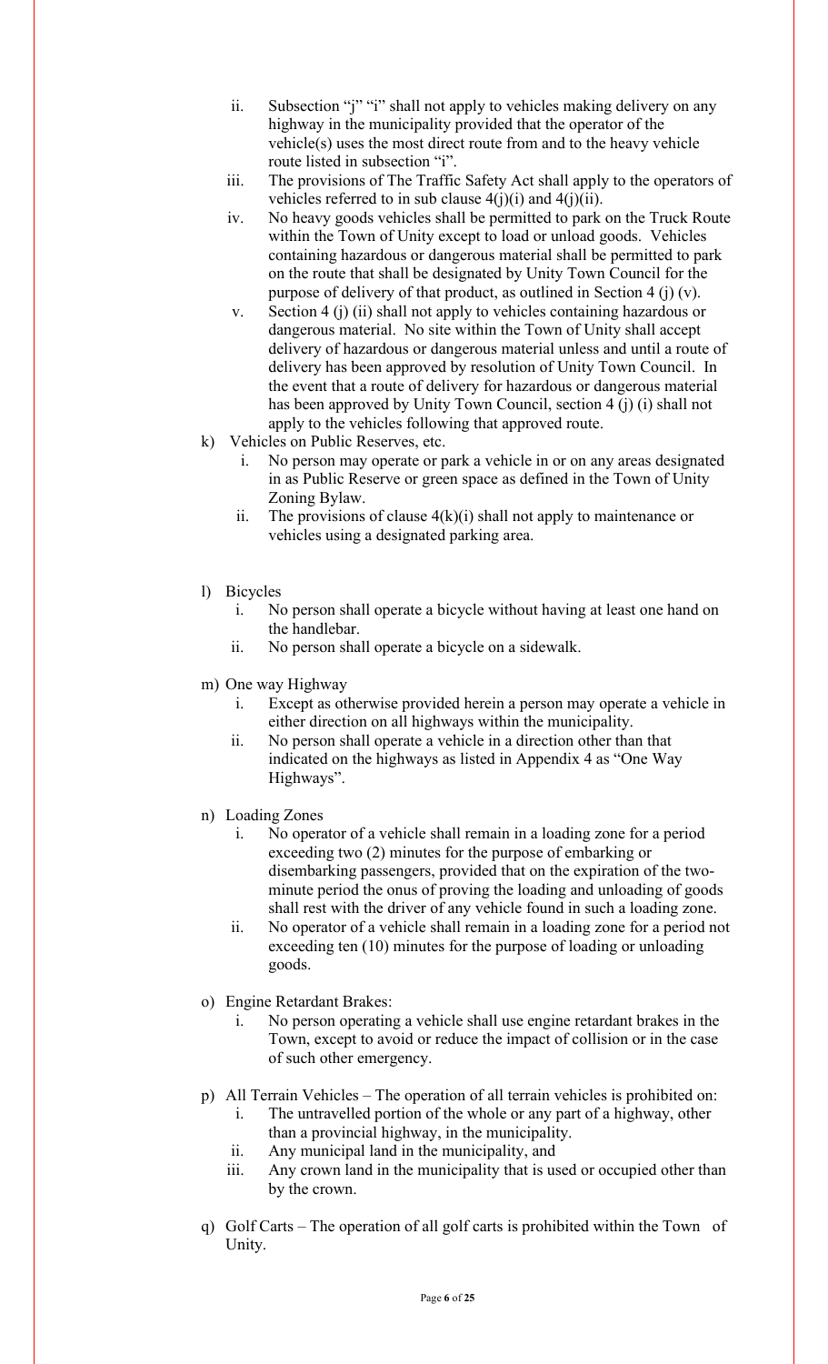ii. Subsection "j" "i" shall not apply to vehicles making delivery on any highway in the municipality provided that the operator of the vehicle(s) uses the most direct route from and to the heavy vehicle route listed in subsection "i".

iii. The provisions of The Traffic Safety Act shall apply to the operators of vehicles referred to in sub clause 4(j)(i) and 4(j)(ii).

iv. No heavy goods vehicles shall be permitted to park on the Truck Route within the Town of Unity except to load or unload goods. Vehicles containing hazardous or dangerous material shall be permitted to park on the route that shall be designated by Unity Town Council for the purpose of delivery of that product, as outlined in Section 4 (j) (v).

v. Section 4 (j) (ii) shall not apply to vehicles containing hazardous or dangerous material. No site within the Town of Unity shall accept delivery of hazardous or dangerous material unless and until a route of delivery has been approved by resolution of Unity Town Council. In the event that a route of delivery for hazardous or dangerous material has been approved by Unity Town Council, section 4 (j) (i) shall not apply to the vehicles following that approved route.

k) Vehicles on Public Reserves, etc.

   i. No person may operate or park a vehicle in or on any areas designated in as Public Reserve or green space as defined in the Town of Unity Zoning Bylaw.

   ii. The provisions of clause 4(k)(i) shall not apply to maintenance or vehicles using a designated parking area.

l) Bicycles

   i. No person shall operate a bicycle without having at least one hand on the handlebar.

   ii. No person shall operate a bicycle on a sidewalk.

m) One way Highway

   i. Except as otherwise provided herein a person may operate a vehicle in either direction on all highways within the municipality.

   ii. No person shall operate a vehicle in a direction other than that indicated on the highways as listed in Appendix 4 as "One Way Highways".

n) Loading Zones

   i. No operator of a vehicle shall remain in a loading zone for a period exceeding two (2) minutes for the purpose of embarking or disembarking passengers, provided that on the expiration of the two-minute period the onus of proving the loading and unloading of goods shall rest with the driver of any vehicle found in such a loading zone.

   ii. No operator of a vehicle shall remain in a loading zone for a period not exceeding ten (10) minutes for the purpose of loading or unloading goods.

o) Engine Retardant Brakes:

   i. No person operating a vehicle shall use engine retardant brakes in the Town, except to avoid or reduce the impact of collision or in the case of such other emergency.

p) All Terrain Vehicles – The operation of all terrain vehicles is prohibited on:

   i. The untravelled portion of the whole or any part of a highway, other than a provincial highway, in the municipality.

   ii. Any municipal land in the municipality, and

   iii. Any crown land in the municipality that is used or occupied other than by the crown.

q) Golf Carts – The operation of all golf carts is prohibited within the Town of Unity.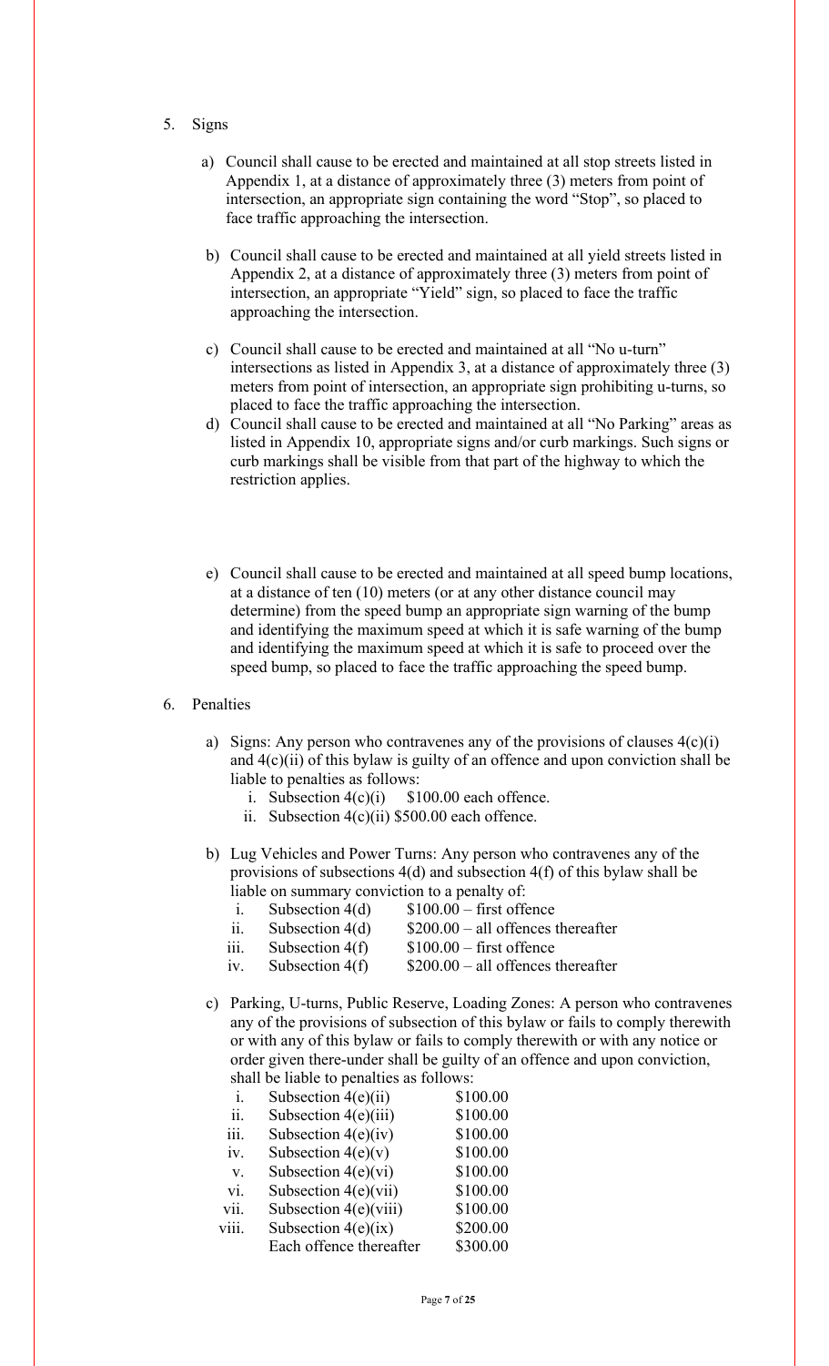5. Signs

   a) Council shall cause to be erected and maintained at all stop streets listed in Appendix 1, at a distance of approximately three (3) meters from point of intersection, an appropriate sign containing the word "Stop", so placed to face traffic approaching the intersection.

   b) Council shall cause to be erected and maintained at all yield streets listed in Appendix 2, at a distance of approximately three (3) meters from point of intersection, an appropriate "Yield" sign, so placed to face the traffic approaching the intersection.

   c) Council shall cause to be erected and maintained at all "No u-turn" intersections as listed in Appendix 3, at a distance of approximately three (3) meters from point of intersection, an appropriate sign prohibiting u-turns, so placed to face the traffic approaching the intersection.

   d) Council shall cause to be erected and maintained at all "No Parking" areas as listed in Appendix 10, appropriate signs and/or curb markings. Such signs or curb markings shall be visible from that part of the highway to which the restriction applies.

   e) Council shall cause to be erected and maintained at all speed bump locations, at a distance of ten (10) meters (or at any other distance council may determine) from the speed bump an appropriate sign warning of the bump and identifying the maximum speed at which it is safe warning of the bump and identifying the maximum speed at which it is safe to proceed over the speed bump, so placed to face the traffic approaching the speed bump.

6. Penalties

   a) Signs: Any person who contravenes any of the provisions of clauses 4(c)(i) and 4(c)(ii) of this bylaw is guilty of an offence and upon conviction shall be liable to penalties as follows:
      i. Subsection 4(c)(i) $100.00 each offence.
      ii. Subsection 4(c)(ii) $500.00 each offence.

   b) Lug Vehicles and Power Turns: Any person who contravenes any of the provisions of subsections 4(d) and subsection 4(f) of this bylaw shall be liable on summary conviction to a penalty of:
      i. Subsection 4(d) $100.00 – first offence
      ii. Subsection 4(d) $200.00 – all offences thereafter
      iii. Subsection 4(f) $100.00 – first offence
      iv. Subsection 4(f) $200.00 – all offences thereafter

   c) Parking, U-turns, Public Reserve, Loading Zones: A person who contravenes any of the provisions of subsection of this bylaw or fails to comply therewith or with any of this bylaw or fails to comply therewith or with any notice or order given there-under shall be guilty of an offence and upon conviction, shall be liable to penalties as follows:
      i. Subsection 4(e)(ii) $100.00
      ii. Subsection 4(e)(iii) $100.00
      iii. Subsection 4(e)(iv) $100.00
      iv. Subsection 4(e)(v) $100.00
      v. Subsection 4(e)(vi) $100.00
      vi. Subsection 4(e)(vii) $100.00
      vii. Subsection 4(e)(viii) $100.00
      viii. Subsection 4(e)(ix) $200.00
      Each offence thereafter $300.00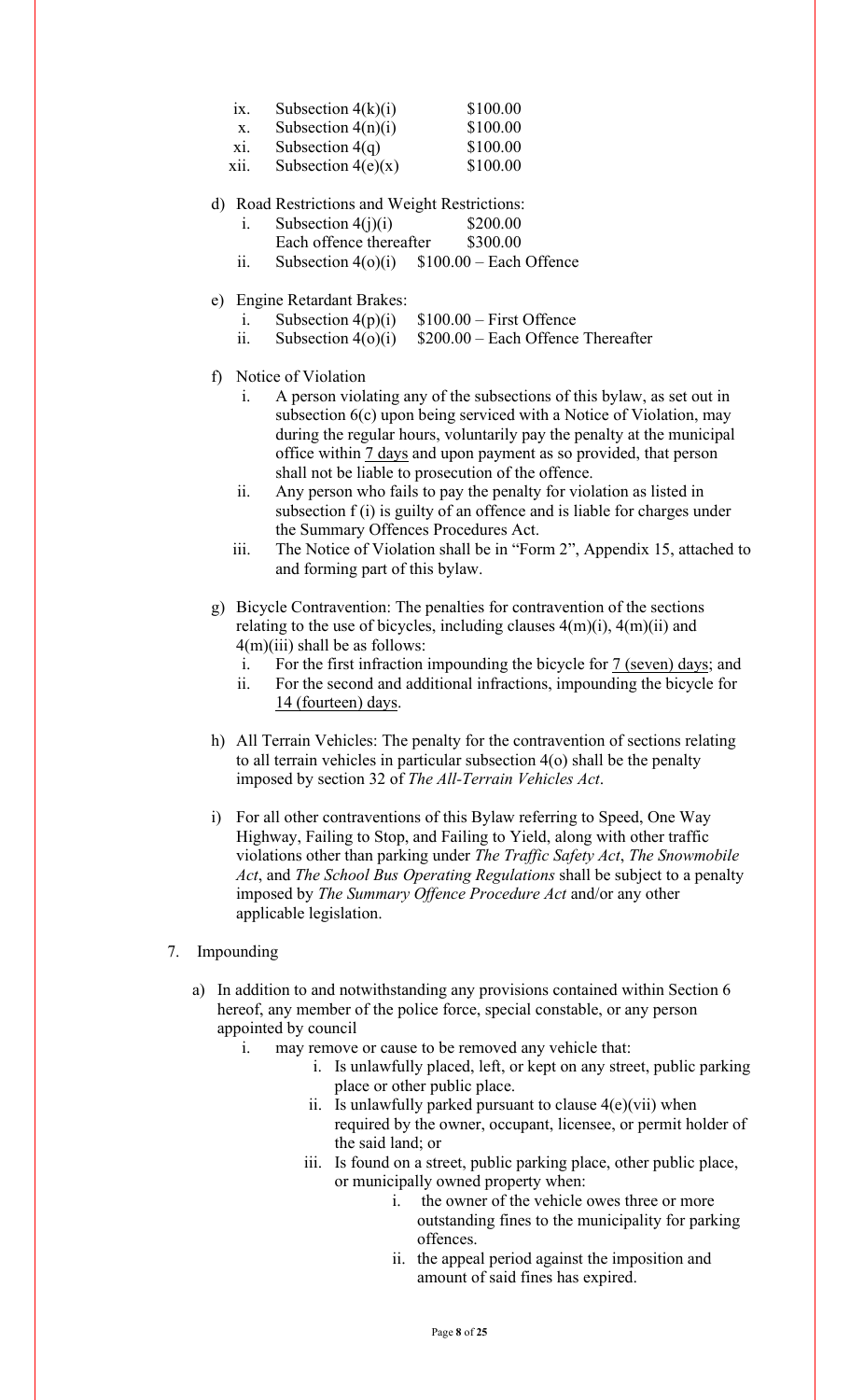ix. Subsection 4(k)(i) $100.00
x. Subsection 4(n)(i) $100.00
xi. Subsection 4(q) $100.00
xii. Subsection 4(e)(x) $100.00

d) Road Restrictions and Weight Restrictions:
   i. Subsection 4(j)(i) $200.00
      Each offence thereafter $300.00
   ii. Subsection 4(o)(i) $100.00 – Each Offence

e) Engine Retardant Brakes:
   i. Subsection 4(p)(i) $100.00 – First Offence
   ii. Subsection 4(o)(i) $200.00 – Each Offence Thereafter

f) Notice of Violation
   i. A person violating any of the subsections of this bylaw, as set out in subsection 6(c) upon being serviced with a Notice of Violation, may during the regular hours, voluntarily pay the penalty at the municipal office within 7 days and upon payment as so provided, that person shall not be liable to prosecution of the offence.
   ii. Any person who fails to pay the penalty for violation as listed in subsection f (i) is guilty of an offence and is liable for charges under the Summary Offences Procedures Act.
   iii. The Notice of Violation shall be in "Form 2", Appendix 15, attached to and forming part of this bylaw.

g) Bicycle Contravention: The penalties for contravention of the sections relating to the use of bicycles, including clauses 4(m)(i), 4(m)(ii) and 4(m)(iii) shall be as follows:
   i. For the first infraction impounding the bicycle for 7 (seven) days; and
   ii. For the second and additional infractions, impounding the bicycle for 14 (fourteen) days.

h) All Terrain Vehicles: The penalty for the contravention of sections relating to all terrain vehicles in particular subsection 4(o) shall be the penalty imposed by section 32 of *The All-Terrain Vehicles Act*.

i) For all other contraventions of this Bylaw referring to Speed, One Way Highway, Failing to Stop, and Failing to Yield, along with other traffic violations other than parking under *The Traffic Safety Act*, *The Snowmobile Act*, and *The School Bus Operating Regulations* shall be subject to a penalty imposed by *The Summary Offence Procedure Act* and/or any other applicable legislation.

7. Impounding

   a) In addition to and notwithstanding any provisions contained within Section 6 hereof, any member of the police force, special constable, or any person appointed by council
      i. may remove or cause to be removed any vehicle that:
         i. Is unlawfully placed, left, or kept on any street, public parking place or other public place.
         ii. Is unlawfully parked pursuant to clause 4(e)(vii) when required by the owner, occupant, licensee, or permit holder of the said land; or
         iii. Is found on a street, public parking place, other public place, or municipally owned property when:
            i. the owner of the vehicle owes three or more outstanding fines to the municipality for parking offences.
            ii. the appeal period against the imposition and amount of said fines has expired.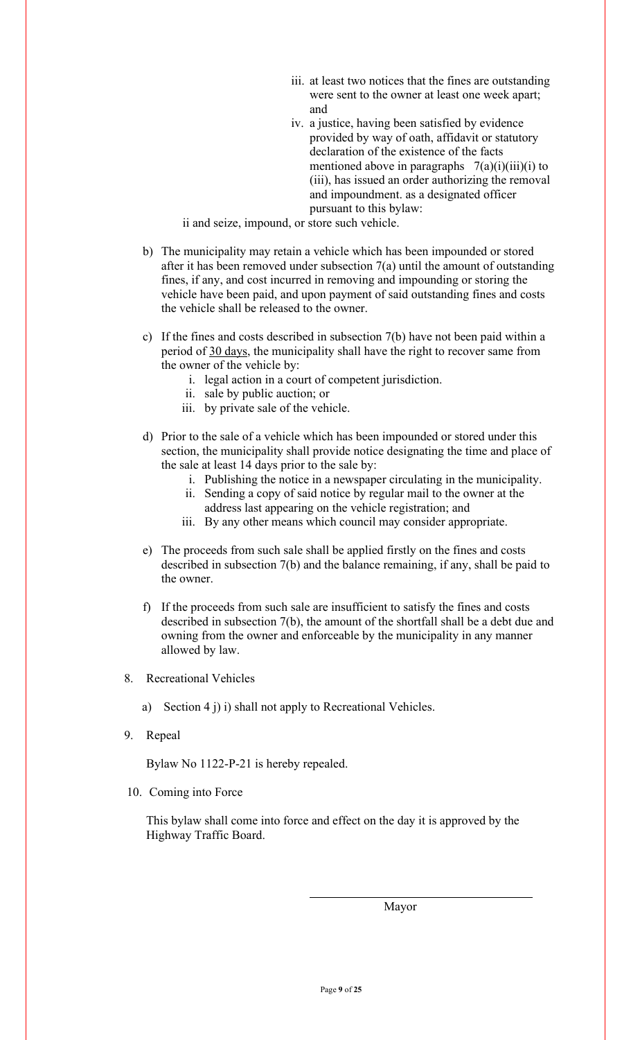iii. at least two notices that the fines are outstanding were sent to the owner at least one week apart; and

iv. a justice, having been satisfied by evidence provided by way of oath, affidavit or statutory declaration of the existence of the facts mentioned above in paragraphs 7(a)(i)(iii)(i) to (iii), has issued an order authorizing the removal and impoundment. as a designated officer pursuant to this bylaw:

ii and seize, impound, or store such vehicle.

b) The municipality may retain a vehicle which has been impounded or stored after it has been removed under subsection 7(a) until the amount of outstanding fines, if any, and cost incurred in removing and impounding or storing the vehicle have been paid, and upon payment of said outstanding fines and costs the vehicle shall be released to the owner.

c) If the fines and costs described in subsection 7(b) have not been paid within a period of <u>30 days</u>, the municipality shall have the right to recover same from the owner of the vehicle by:
   i. legal action in a court of competent jurisdiction.
   ii. sale by public auction; or
   iii. by private sale of the vehicle.

d) Prior to the sale of a vehicle which has been impounded or stored under this section, the municipality shall provide notice designating the time and place of the sale at least 14 days prior to the sale by:
   i. Publishing the notice in a newspaper circulating in the municipality.
   ii. Sending a copy of said notice by regular mail to the owner at the address last appearing on the vehicle registration; and
   iii. By any other means which council may consider appropriate.

e) The proceeds from such sale shall be applied firstly on the fines and costs described in subsection 7(b) and the balance remaining, if any, shall be paid to the owner.

f) If the proceeds from such sale are insufficient to satisfy the fines and costs described in subsection 7(b), the amount of the shortfall shall be a debt due and owning from the owner and enforceable by the municipality in any manner allowed by law.

8. Recreational Vehicles

   a) Section 4 j) i) shall not apply to Recreational Vehicles.

9. Repeal

   Bylaw No 1122-P-21 is hereby repealed.

10. Coming into Force

   This bylaw shall come into force and effect on the day it is approved by the Highway Traffic Board.

\_\_\_\_\_\_\_\_\_\_\_\_\_\_\_\_\_\_\_\_\_\_\_\_\_\_\_\_\_\_

Mayor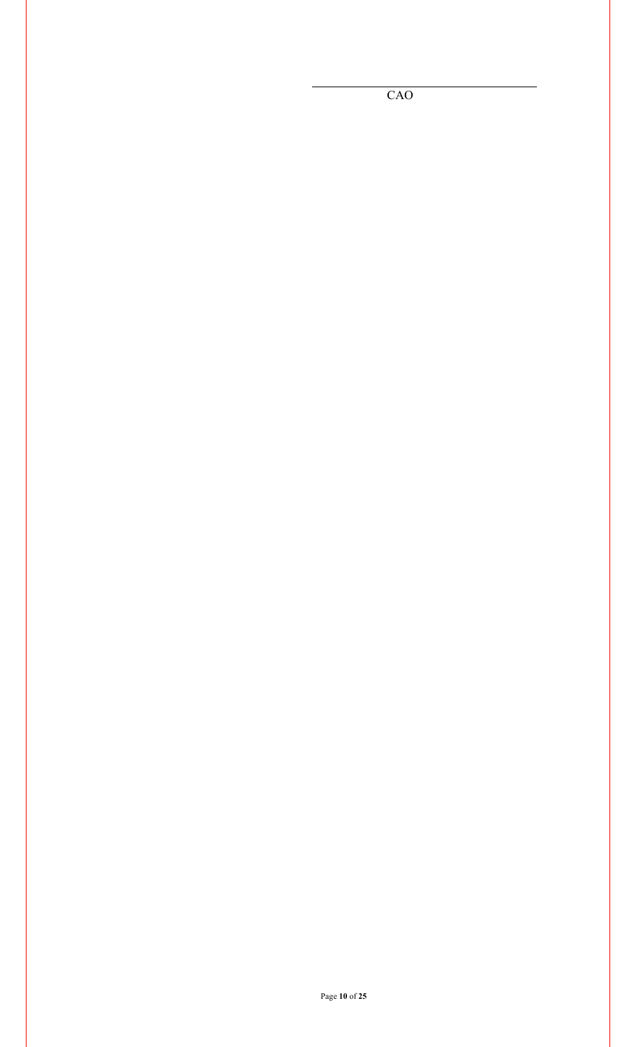\_\_\_\_\_\_\_\_\_\_\_\_\_\_\_\_\_\_\_\_\_\_\_\_\_\_\_\_\_\_\_\_\_\_

CAO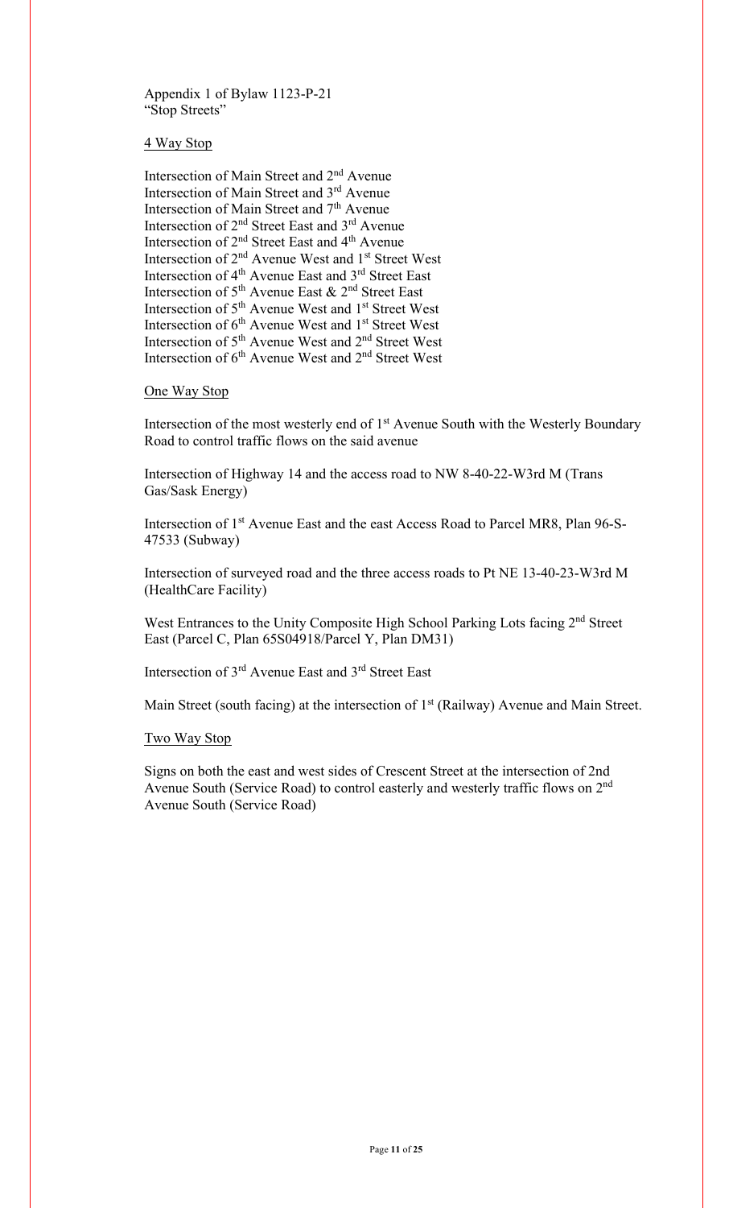Appendix 1 of Bylaw 1123-P-21
"Stop Streets"

## 4 Way Stop

Intersection of Main Street and 2nd Avenue
Intersection of Main Street and 3rd Avenue
Intersection of Main Street and 7th Avenue
Intersection of 2nd Street East and 3rd Avenue
Intersection of 2nd Street East and 4th Avenue
Intersection of 2nd Avenue West and 1st Street West
Intersection of 4th Avenue East and 3rd Street East
Intersection of 5th Avenue East & 2nd Street East
Intersection of 5th Avenue West and 1st Street West
Intersection of 6th Avenue West and 1st Street West
Intersection of 5th Avenue West and 2nd Street West
Intersection of 6th Avenue West and 2nd Street West

## One Way Stop

Intersection of the most westerly end of 1st Avenue South with the Westerly Boundary Road to control traffic flows on the said avenue

Intersection of Highway 14 and the access road to NW 8-40-22-W3rd M (Trans Gas/Sask Energy)

Intersection of 1st Avenue East and the east Access Road to Parcel MR8, Plan 96-S-47533 (Subway)

Intersection of surveyed road and the three access roads to Pt NE 13-40-23-W3rd M (HealthCare Facility)

West Entrances to the Unity Composite High School Parking Lots facing 2nd Street East (Parcel C, Plan 65S04918/Parcel Y, Plan DM31)

Intersection of 3rd Avenue East and 3rd Street East

Main Street (south facing) at the intersection of 1st (Railway) Avenue and Main Street.

## Two Way Stop

Signs on both the east and west sides of Crescent Street at the intersection of 2nd Avenue South (Service Road) to control easterly and westerly traffic flows on 2nd Avenue South (Service Road)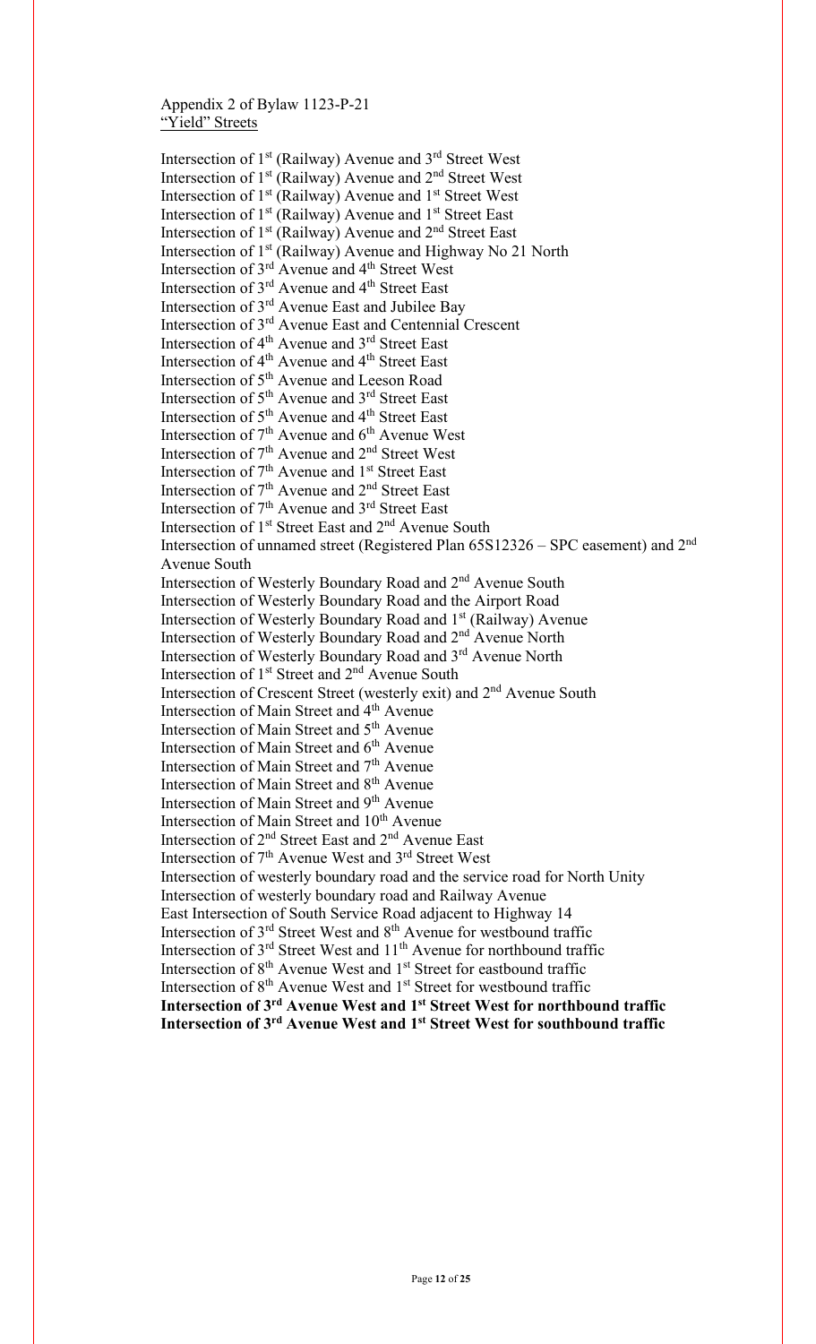Appendix 2 of Bylaw 1123-P-21

"Yield" Streets

Intersection of 1st (Railway) Avenue and 3rd Street West
Intersection of 1st (Railway) Avenue and 2nd Street West
Intersection of 1st (Railway) Avenue and 1st Street West
Intersection of 1st (Railway) Avenue and 1st Street East
Intersection of 1st (Railway) Avenue and 2nd Street East
Intersection of 1st (Railway) Avenue and Highway No 21 North
Intersection of 3rd Avenue and 4th Street West
Intersection of 3rd Avenue and 4th Street East
Intersection of 3rd Avenue East and Jubilee Bay
Intersection of 3rd Avenue East and Centennial Crescent
Intersection of 4th Avenue and 3rd Street East
Intersection of 4th Avenue and 4th Street East
Intersection of 5th Avenue and Leeson Road
Intersection of 5th Avenue and 3rd Street East
Intersection of 5th Avenue and 4th Street East
Intersection of 7th Avenue and 6th Avenue West
Intersection of 7th Avenue and 2nd Street West
Intersection of 7th Avenue and 1st Street East
Intersection of 7th Avenue and 2nd Street East
Intersection of 7th Avenue and 3rd Street East
Intersection of 1st Street East and 2nd Avenue South
Intersection of unnamed street (Registered Plan 65S12326 – SPC easement) and 2nd Avenue South
Intersection of Westerly Boundary Road and 2nd Avenue South
Intersection of Westerly Boundary Road and the Airport Road
Intersection of Westerly Boundary Road and 1st (Railway) Avenue
Intersection of Westerly Boundary Road and 2nd Avenue North
Intersection of Westerly Boundary Road and 3rd Avenue North
Intersection of 1st Street and 2nd Avenue South
Intersection of Crescent Street (westerly exit) and 2nd Avenue South
Intersection of Main Street and 4th Avenue
Intersection of Main Street and 5th Avenue
Intersection of Main Street and 6th Avenue
Intersection of Main Street and 7th Avenue
Intersection of Main Street and 8th Avenue
Intersection of Main Street and 9th Avenue
Intersection of Main Street and 10th Avenue
Intersection of 2nd Street East and 2nd Avenue East
Intersection of 7th Avenue West and 3rd Street West
Intersection of westerly boundary road and the service road for North Unity
Intersection of westerly boundary road and Railway Avenue
East Intersection of South Service Road adjacent to Highway 14
Intersection of 3rd Street West and 8th Avenue for westbound traffic
Intersection of 3rd Street West and 11th Avenue for northbound traffic
Intersection of 8th Avenue West and 1st Street for eastbound traffic
Intersection of 8th Avenue West and 1st Street for westbound traffic
**Intersection of 3rd Avenue West and 1st Street West for northbound traffic**
**Intersection of 3rd Avenue West and 1st Street West for southbound traffic**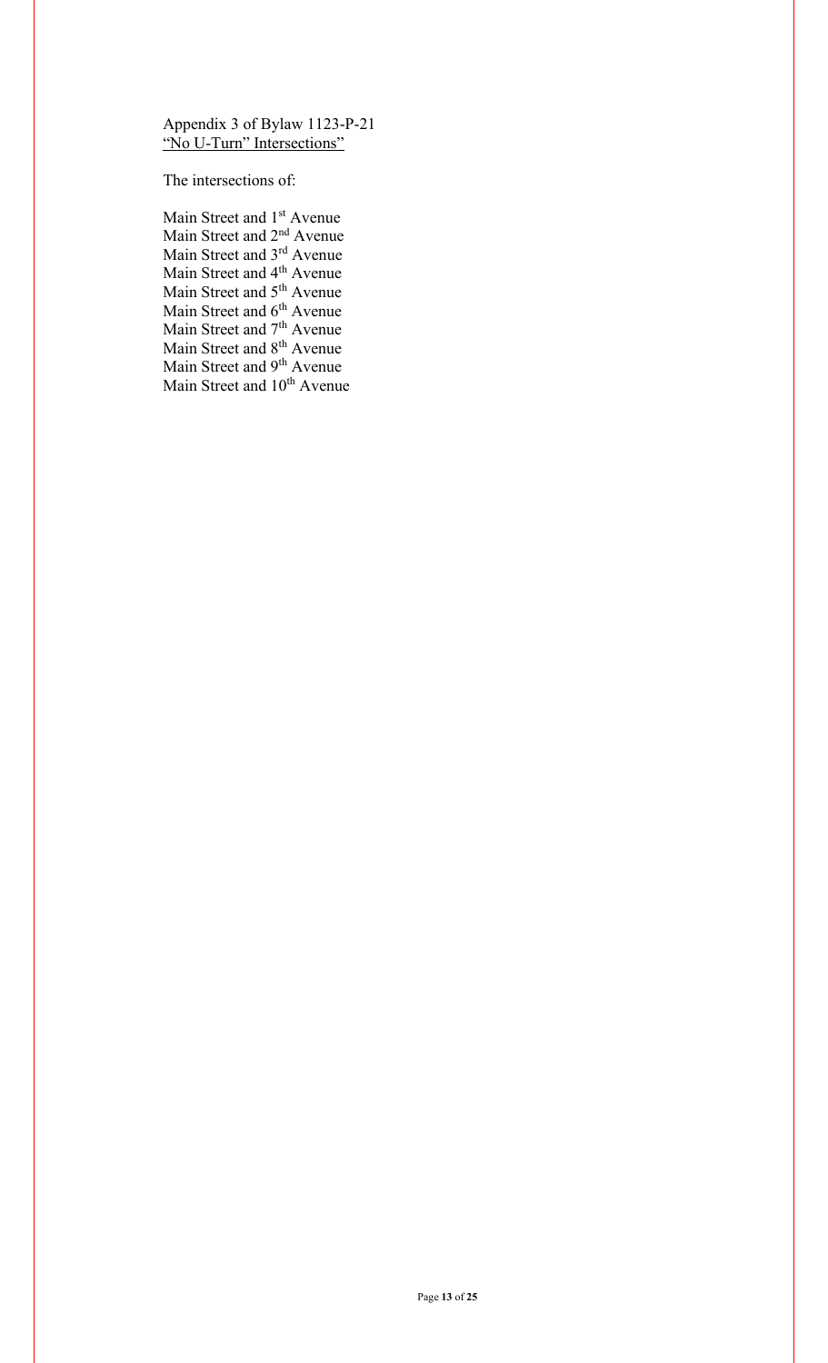Appendix 3 of Bylaw 1123-P-21
<u>"No U-Turn" Intersections"</u>

The intersections of:

Main Street and 1st Avenue
Main Street and 2nd Avenue
Main Street and 3rd Avenue
Main Street and 4th Avenue
Main Street and 5th Avenue
Main Street and 6th Avenue
Main Street and 7th Avenue
Main Street and 8th Avenue
Main Street and 9th Avenue
Main Street and 10th Avenue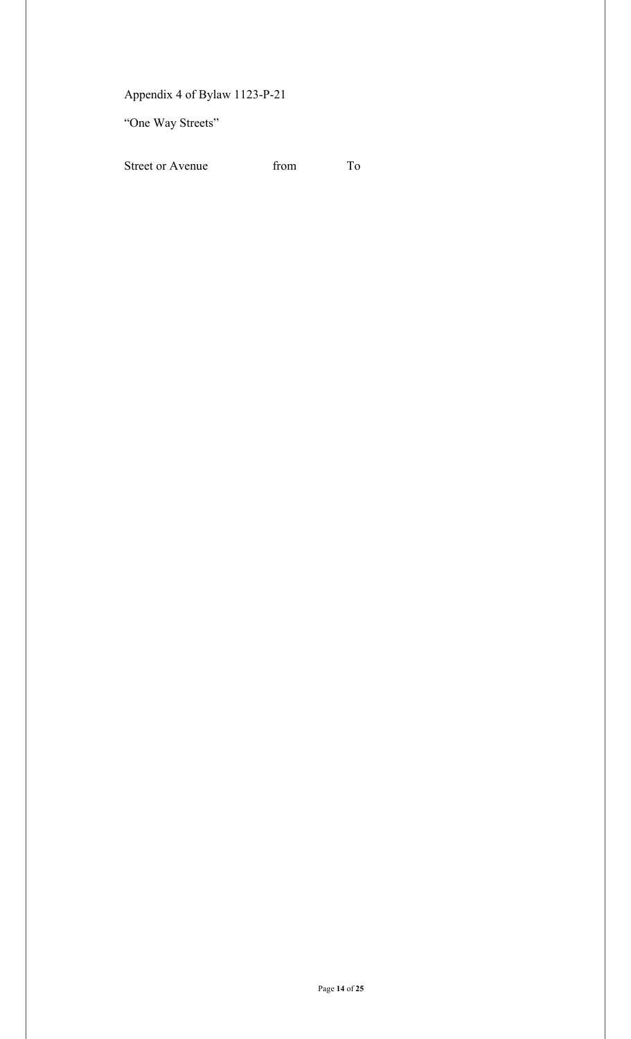Appendix 4 of Bylaw 1123-P-21

"One Way Streets"

| Street or Avenue | from | To |
|---|---|---|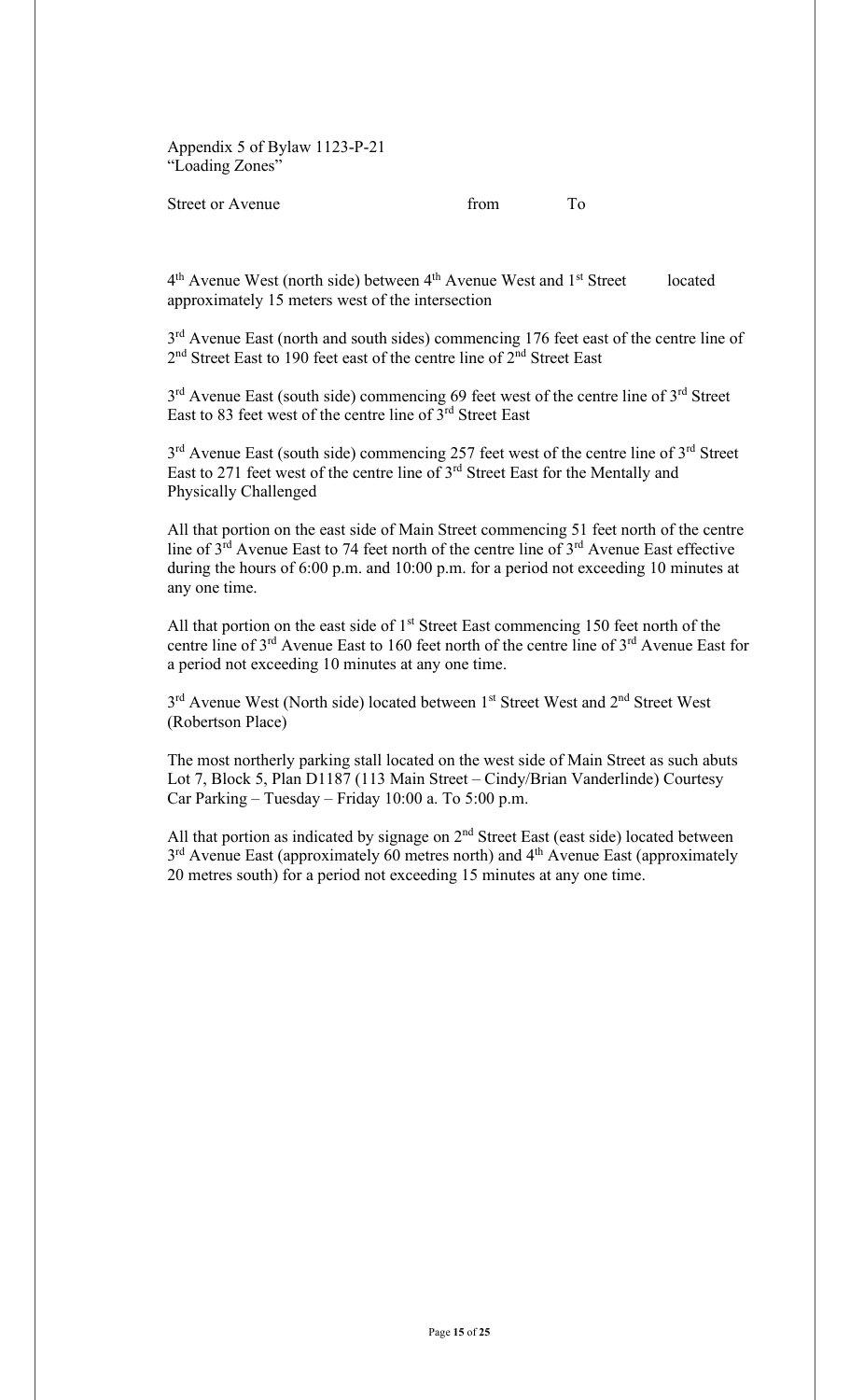Appendix 5 of Bylaw 1123-P-21
"Loading Zones"

Street or Avenue from To

4th Avenue West (north side) between 4th Avenue West and 1st Street located approximately 15 meters west of the intersection

3rd Avenue East (north and south sides) commencing 176 feet east of the centre line of 2nd Street East to 190 feet east of the centre line of 2nd Street East

3rd Avenue East (south side) commencing 69 feet west of the centre line of 3rd Street East to 83 feet west of the centre line of 3rd Street East

3rd Avenue East (south side) commencing 257 feet west of the centre line of 3rd Street East to 271 feet west of the centre line of 3rd Street East for the Mentally and Physically Challenged

All that portion on the east side of Main Street commencing 51 feet north of the centre line of 3rd Avenue East to 74 feet north of the centre line of 3rd Avenue East effective during the hours of 6:00 p.m. and 10:00 p.m. for a period not exceeding 10 minutes at any one time.

All that portion on the east side of 1st Street East commencing 150 feet north of the centre line of 3rd Avenue East to 160 feet north of the centre line of 3rd Avenue East for a period not exceeding 10 minutes at any one time.

3rd Avenue West (North side) located between 1st Street West and 2nd Street West (Robertson Place)

The most northerly parking stall located on the west side of Main Street as such abuts Lot 7, Block 5, Plan D1187 (113 Main Street – Cindy/Brian Vanderlinde) Courtesy Car Parking – Tuesday – Friday 10:00 a. To 5:00 p.m.

All that portion as indicated by signage on 2nd Street East (east side) located between 3rd Avenue East (approximately 60 metres north) and 4th Avenue East (approximately 20 metres south) for a period not exceeding 15 minutes at any one time.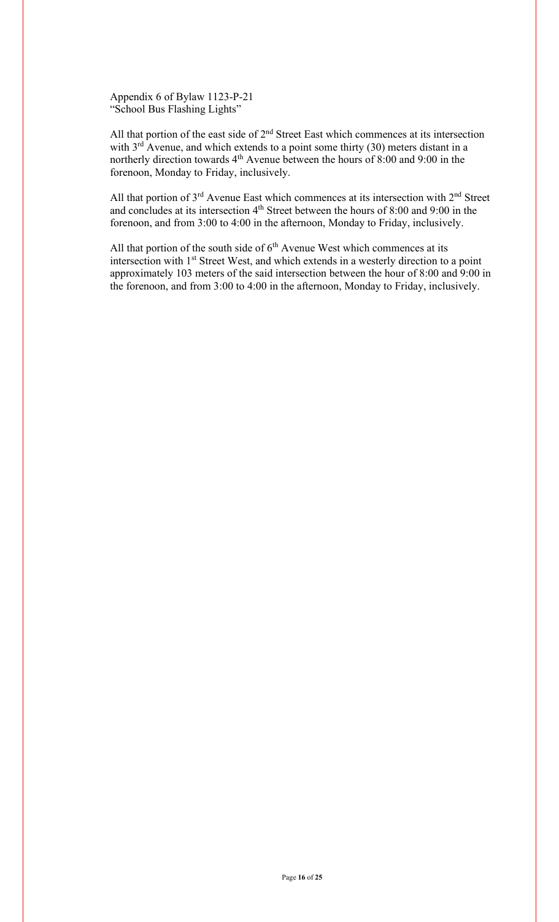Appendix 6 of Bylaw 1123-P-21
"School Bus Flashing Lights"

All that portion of the east side of 2nd Street East which commences at its intersection with 3rd Avenue, and which extends to a point some thirty (30) meters distant in a northerly direction towards 4th Avenue between the hours of 8:00 and 9:00 in the forenoon, Monday to Friday, inclusively.

All that portion of 3rd Avenue East which commences at its intersection with 2nd Street and concludes at its intersection 4th Street between the hours of 8:00 and 9:00 in the forenoon, and from 3:00 to 4:00 in the afternoon, Monday to Friday, inclusively.

All that portion of the south side of 6th Avenue West which commences at its intersection with 1st Street West, and which extends in a westerly direction to a point approximately 103 meters of the said intersection between the hour of 8:00 and 9:00 in the forenoon, and from 3:00 to 4:00 in the afternoon, Monday to Friday, inclusively.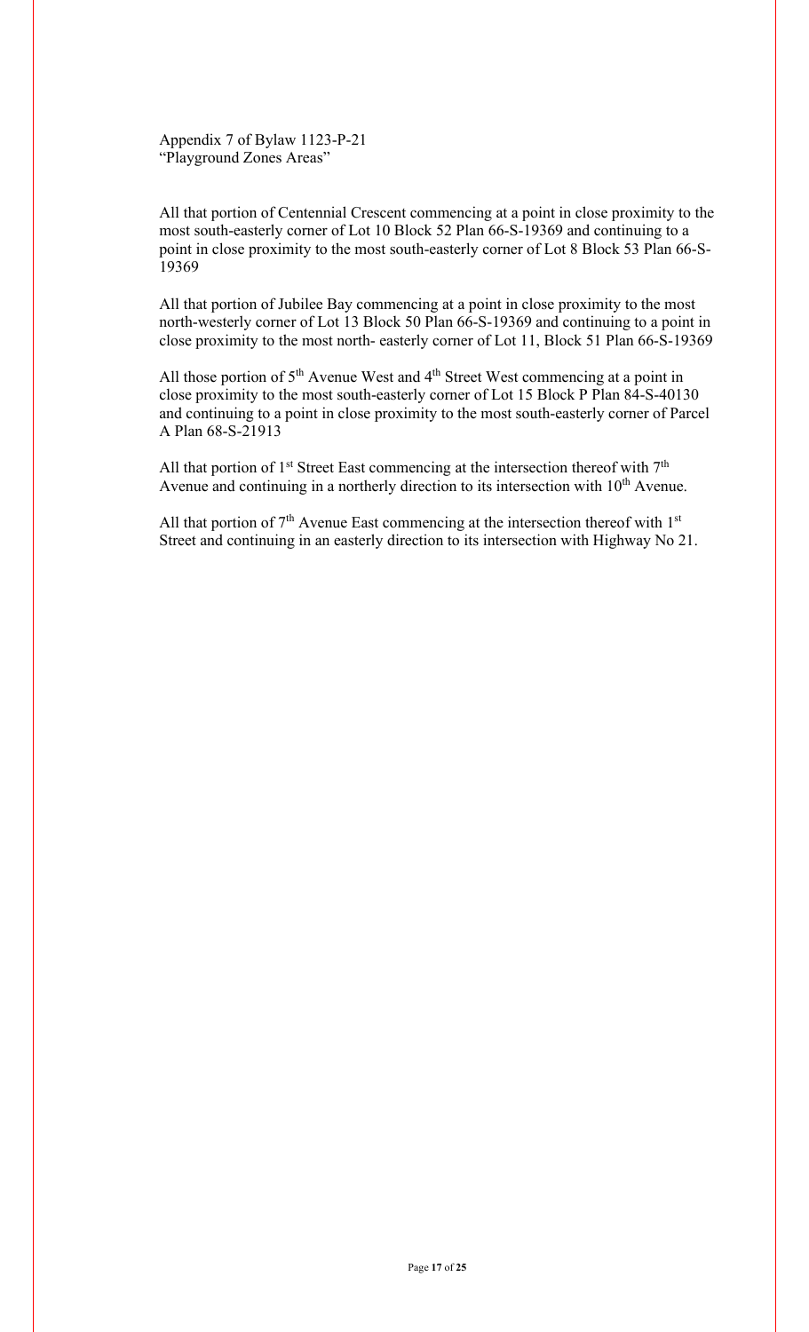Appendix 7 of Bylaw 1123-P-21
"Playground Zones Areas"

All that portion of Centennial Crescent commencing at a point in close proximity to the most south-easterly corner of Lot 10 Block 52 Plan 66-S-19369 and continuing to a point in close proximity to the most south-easterly corner of Lot 8 Block 53 Plan 66-S-19369

All that portion of Jubilee Bay commencing at a point in close proximity to the most north-westerly corner of Lot 13 Block 50 Plan 66-S-19369 and continuing to a point in close proximity to the most north- easterly corner of Lot 11, Block 51 Plan 66-S-19369

All those portion of 5th Avenue West and 4th Street West commencing at a point in close proximity to the most south-easterly corner of Lot 15 Block P Plan 84-S-40130 and continuing to a point in close proximity to the most south-easterly corner of Parcel A Plan 68-S-21913

All that portion of 1st Street East commencing at the intersection thereof with 7th Avenue and continuing in a northerly direction to its intersection with 10th Avenue.

All that portion of 7th Avenue East commencing at the intersection thereof with 1st Street and continuing in an easterly direction to its intersection with Highway No 21.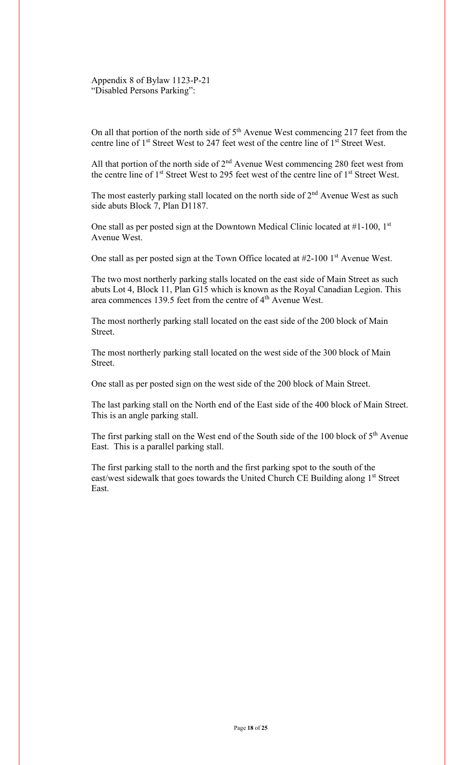Appendix 8 of Bylaw 1123-P-21
"Disabled Persons Parking":

On all that portion of the north side of 5th Avenue West commencing 217 feet from the centre line of 1st Street West to 247 feet west of the centre line of 1st Street West.

All that portion of the north side of 2nd Avenue West commencing 280 feet west from the centre line of 1st Street West to 295 feet west of the centre line of 1st Street West.

The most easterly parking stall located on the north side of 2nd Avenue West as such side abuts Block 7, Plan D1187.

One stall as per posted sign at the Downtown Medical Clinic located at #1-100, 1st Avenue West.

One stall as per posted sign at the Town Office located at #2-100 1st Avenue West.

The two most northerly parking stalls located on the east side of Main Street as such abuts Lot 4, Block 11, Plan G15 which is known as the Royal Canadian Legion. This area commences 139.5 feet from the centre of 4th Avenue West.

The most northerly parking stall located on the east side of the 200 block of Main Street.

The most northerly parking stall located on the west side of the 300 block of Main Street.

One stall as per posted sign on the west side of the 200 block of Main Street.

The last parking stall on the North end of the East side of the 400 block of Main Street. This is an angle parking stall.

The first parking stall on the West end of the South side of the 100 block of 5th Avenue East. This is a parallel parking stall.

The first parking stall to the north and the first parking spot to the south of the east/west sidewalk that goes towards the United Church CE Building along 1st Street East.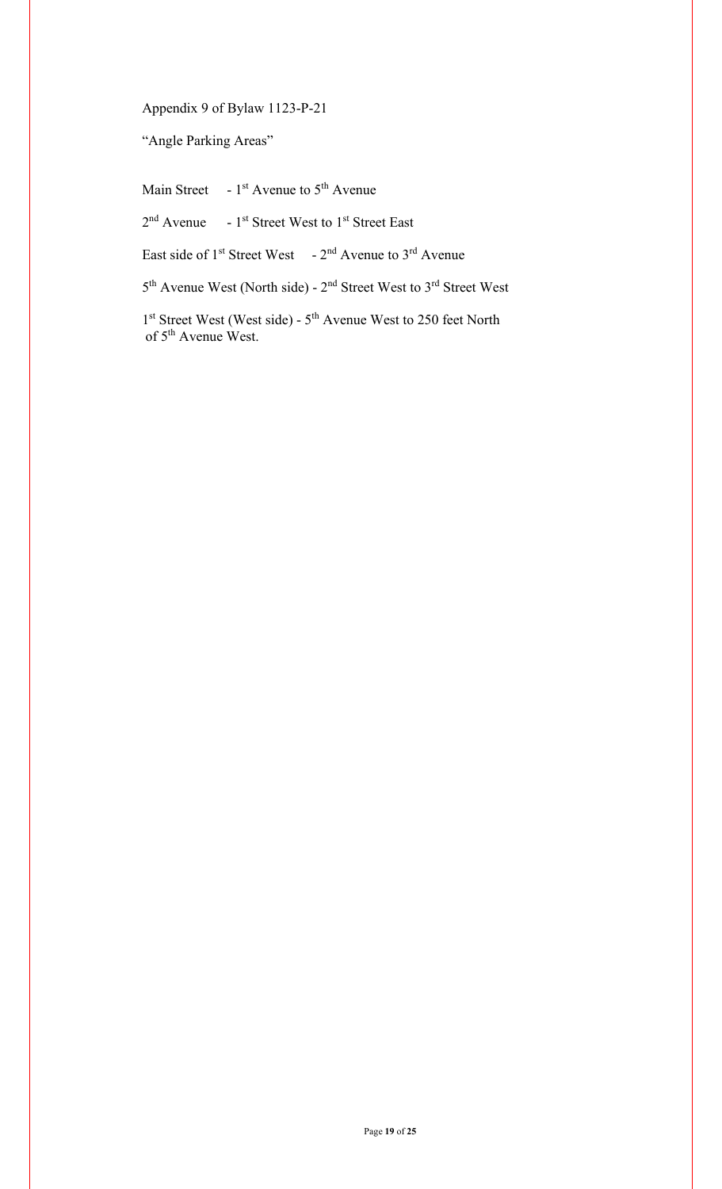Appendix 9 of Bylaw 1123-P-21

"Angle Parking Areas"

Main Street - 1st Avenue to 5th Avenue

2nd Avenue - 1st Street West to 1st Street East

East side of 1st Street West - 2nd Avenue to 3rd Avenue

5th Avenue West (North side) - 2nd Street West to 3rd Street West

1st Street West (West side) - 5th Avenue West to 250 feet North of 5th Avenue West.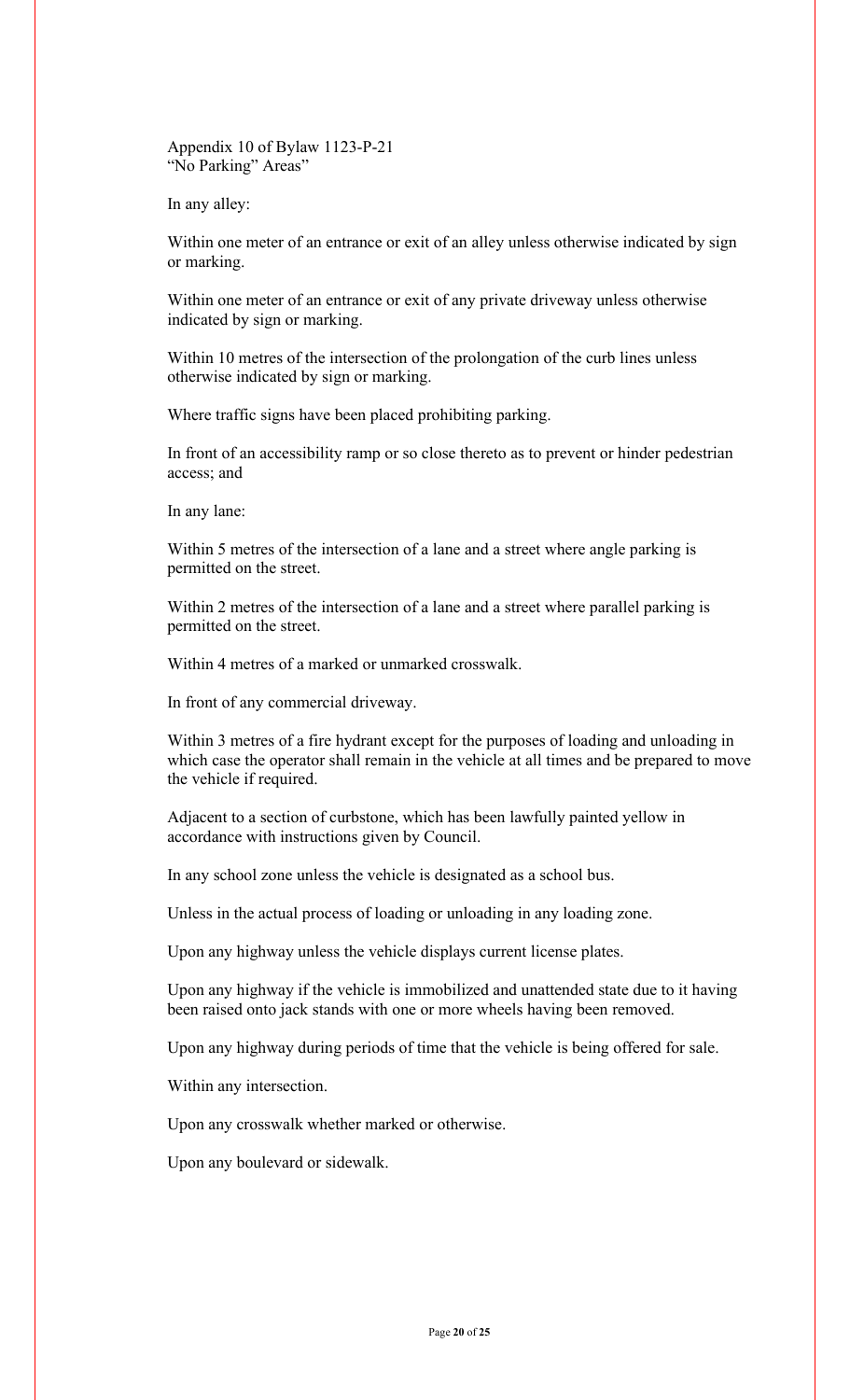Appendix 10 of Bylaw 1123-P-21
"No Parking" Areas"

In any alley:

Within one meter of an entrance or exit of an alley unless otherwise indicated by sign or marking.

Within one meter of an entrance or exit of any private driveway unless otherwise indicated by sign or marking.

Within 10 metres of the intersection of the prolongation of the curb lines unless otherwise indicated by sign or marking.

Where traffic signs have been placed prohibiting parking.

In front of an accessibility ramp or so close thereto as to prevent or hinder pedestrian access; and

In any lane:

Within 5 metres of the intersection of a lane and a street where angle parking is permitted on the street.

Within 2 metres of the intersection of a lane and a street where parallel parking is permitted on the street.

Within 4 metres of a marked or unmarked crosswalk.

In front of any commercial driveway.

Within 3 metres of a fire hydrant except for the purposes of loading and unloading in which case the operator shall remain in the vehicle at all times and be prepared to move the vehicle if required.

Adjacent to a section of curbstone, which has been lawfully painted yellow in accordance with instructions given by Council.

In any school zone unless the vehicle is designated as a school bus.

Unless in the actual process of loading or unloading in any loading zone.

Upon any highway unless the vehicle displays current license plates.

Upon any highway if the vehicle is immobilized and unattended state due to it having been raised onto jack stands with one or more wheels having been removed.

Upon any highway during periods of time that the vehicle is being offered for sale.

Within any intersection.

Upon any crosswalk whether marked or otherwise.

Upon any boulevard or sidewalk.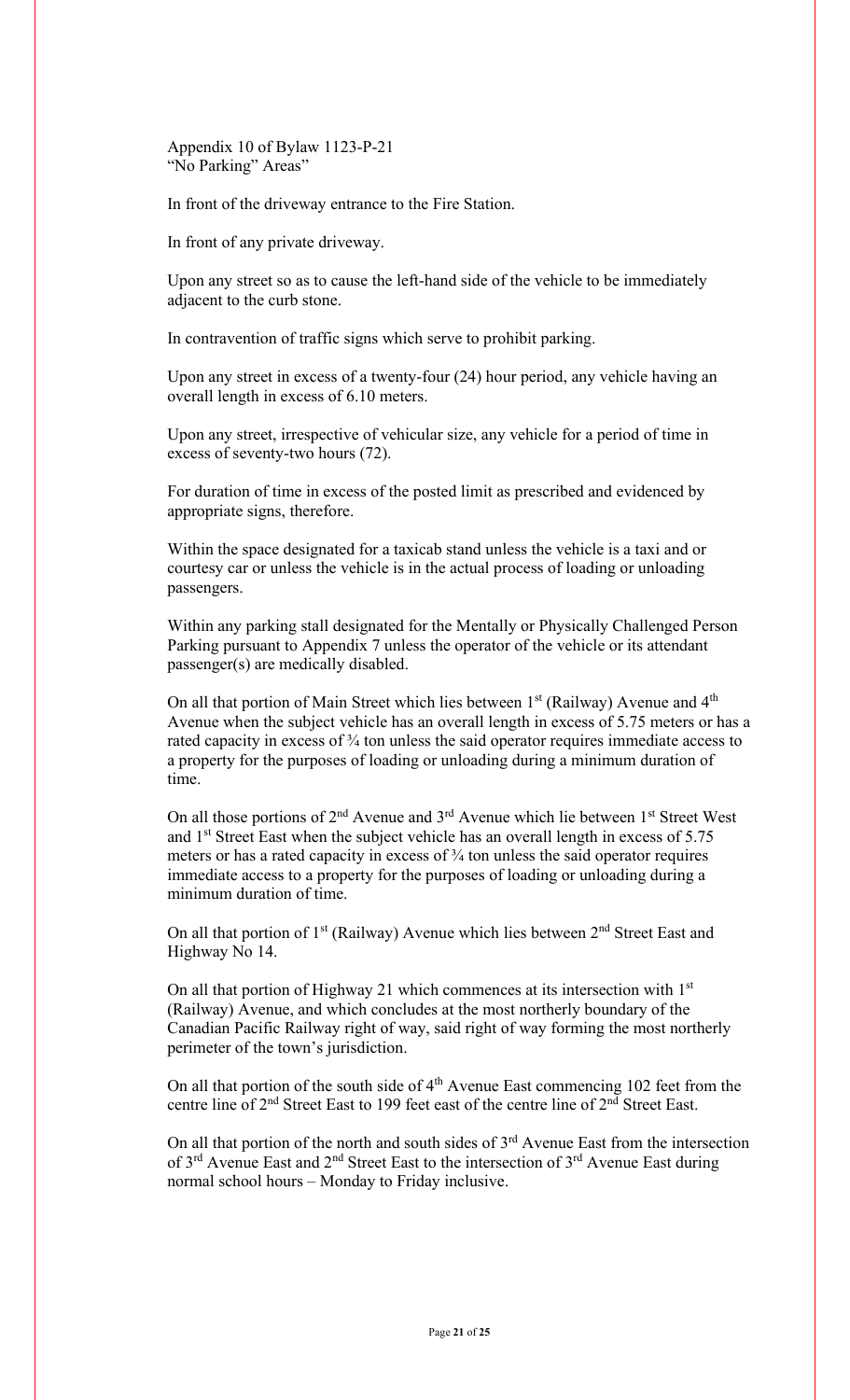Appendix 10 of Bylaw 1123-P-21
"No Parking" Areas"

In front of the driveway entrance to the Fire Station.

In front of any private driveway.

Upon any street so as to cause the left-hand side of the vehicle to be immediately adjacent to the curb stone.

In contravention of traffic signs which serve to prohibit parking.

Upon any street in excess of a twenty-four (24) hour period, any vehicle having an overall length in excess of 6.10 meters.

Upon any street, irrespective of vehicular size, any vehicle for a period of time in excess of seventy-two hours (72).

For duration of time in excess of the posted limit as prescribed and evidenced by appropriate signs, therefore.

Within the space designated for a taxicab stand unless the vehicle is a taxi and or courtesy car or unless the vehicle is in the actual process of loading or unloading passengers.

Within any parking stall designated for the Mentally or Physically Challenged Person Parking pursuant to Appendix 7 unless the operator of the vehicle or its attendant passenger(s) are medically disabled.

On all that portion of Main Street which lies between 1st (Railway) Avenue and 4th Avenue when the subject vehicle has an overall length in excess of 5.75 meters or has a rated capacity in excess of ¾ ton unless the said operator requires immediate access to a property for the purposes of loading or unloading during a minimum duration of time.

On all those portions of 2nd Avenue and 3rd Avenue which lie between 1st Street West and 1st Street East when the subject vehicle has an overall length in excess of 5.75 meters or has a rated capacity in excess of ¾ ton unless the said operator requires immediate access to a property for the purposes of loading or unloading during a minimum duration of time.

On all that portion of 1st (Railway) Avenue which lies between 2nd Street East and Highway No 14.

On all that portion of Highway 21 which commences at its intersection with 1st (Railway) Avenue, and which concludes at the most northerly boundary of the Canadian Pacific Railway right of way, said right of way forming the most northerly perimeter of the town's jurisdiction.

On all that portion of the south side of 4th Avenue East commencing 102 feet from the centre line of 2nd Street East to 199 feet east of the centre line of 2nd Street East.

On all that portion of the north and south sides of 3rd Avenue East from the intersection of 3rd Avenue East and 2nd Street East to the intersection of 3rd Avenue East during normal school hours – Monday to Friday inclusive.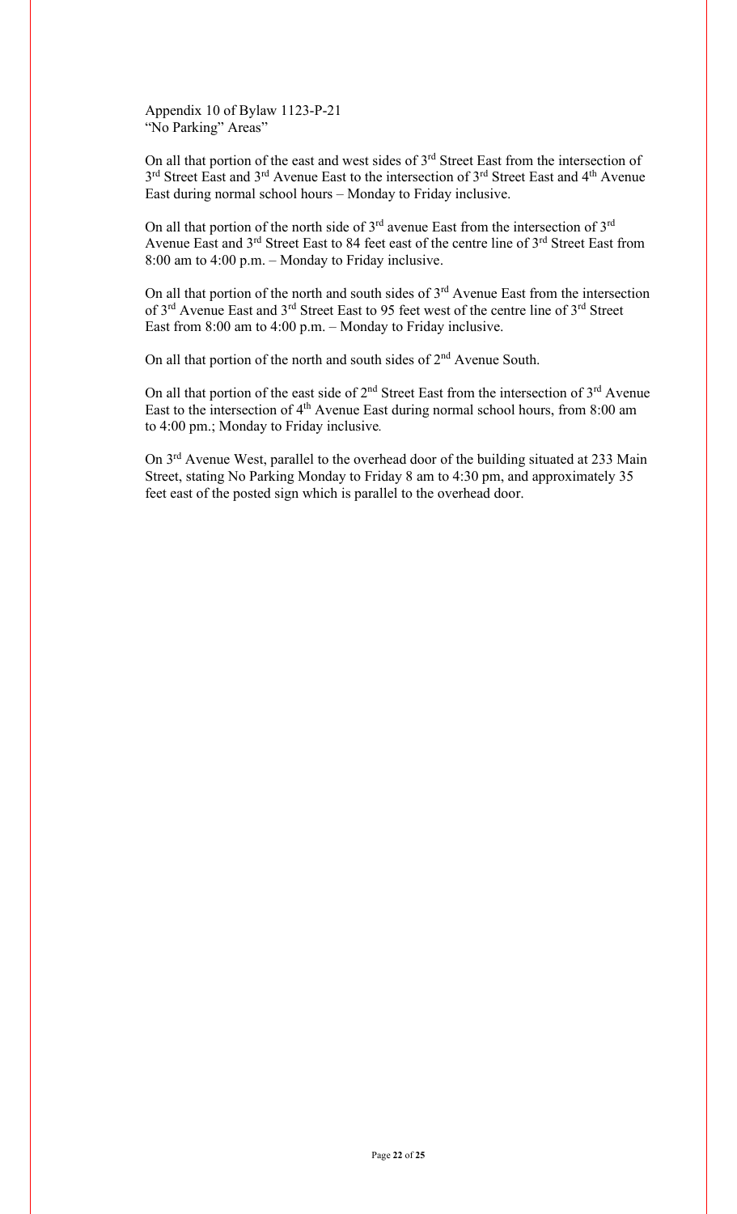Appendix 10 of Bylaw 1123-P-21
"No Parking" Areas"

On all that portion of the east and west sides of 3rd Street East from the intersection of 3rd Street East and 3rd Avenue East to the intersection of 3rd Street East and 4th Avenue East during normal school hours – Monday to Friday inclusive.

On all that portion of the north side of 3rd avenue East from the intersection of 3rd Avenue East and 3rd Street East to 84 feet east of the centre line of 3rd Street East from 8:00 am to 4:00 p.m. – Monday to Friday inclusive.

On all that portion of the north and south sides of 3rd Avenue East from the intersection of 3rd Avenue East and 3rd Street East to 95 feet west of the centre line of 3rd Street East from 8:00 am to 4:00 p.m. – Monday to Friday inclusive.

On all that portion of the north and south sides of 2nd Avenue South.

On all that portion of the east side of 2nd Street East from the intersection of 3rd Avenue East to the intersection of 4th Avenue East during normal school hours, from 8:00 am to 4:00 pm.; Monday to Friday inclusive.

On 3rd Avenue West, parallel to the overhead door of the building situated at 233 Main Street, stating No Parking Monday to Friday 8 am to 4:30 pm, and approximately 35 feet east of the posted sign which is parallel to the overhead door.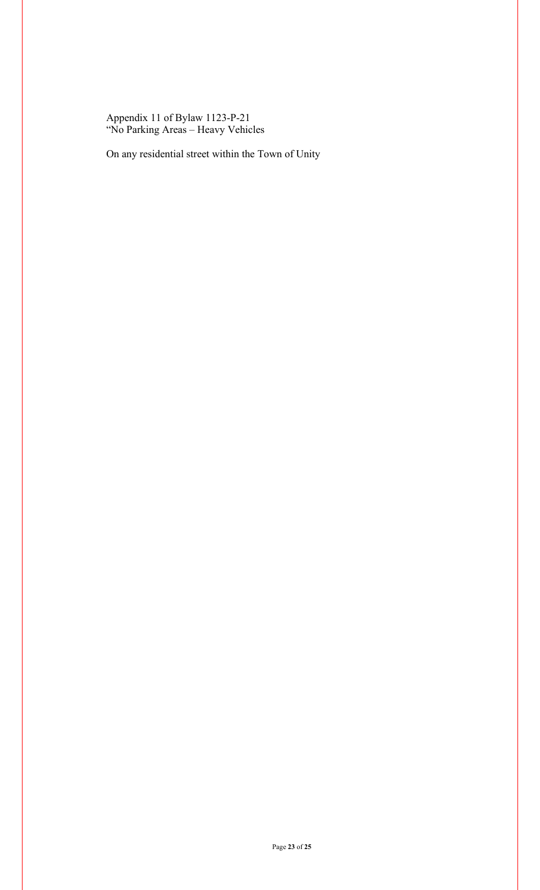Appendix 11 of Bylaw 1123-P-21
"No Parking Areas – Heavy Vehicles

On any residential street within the Town of Unity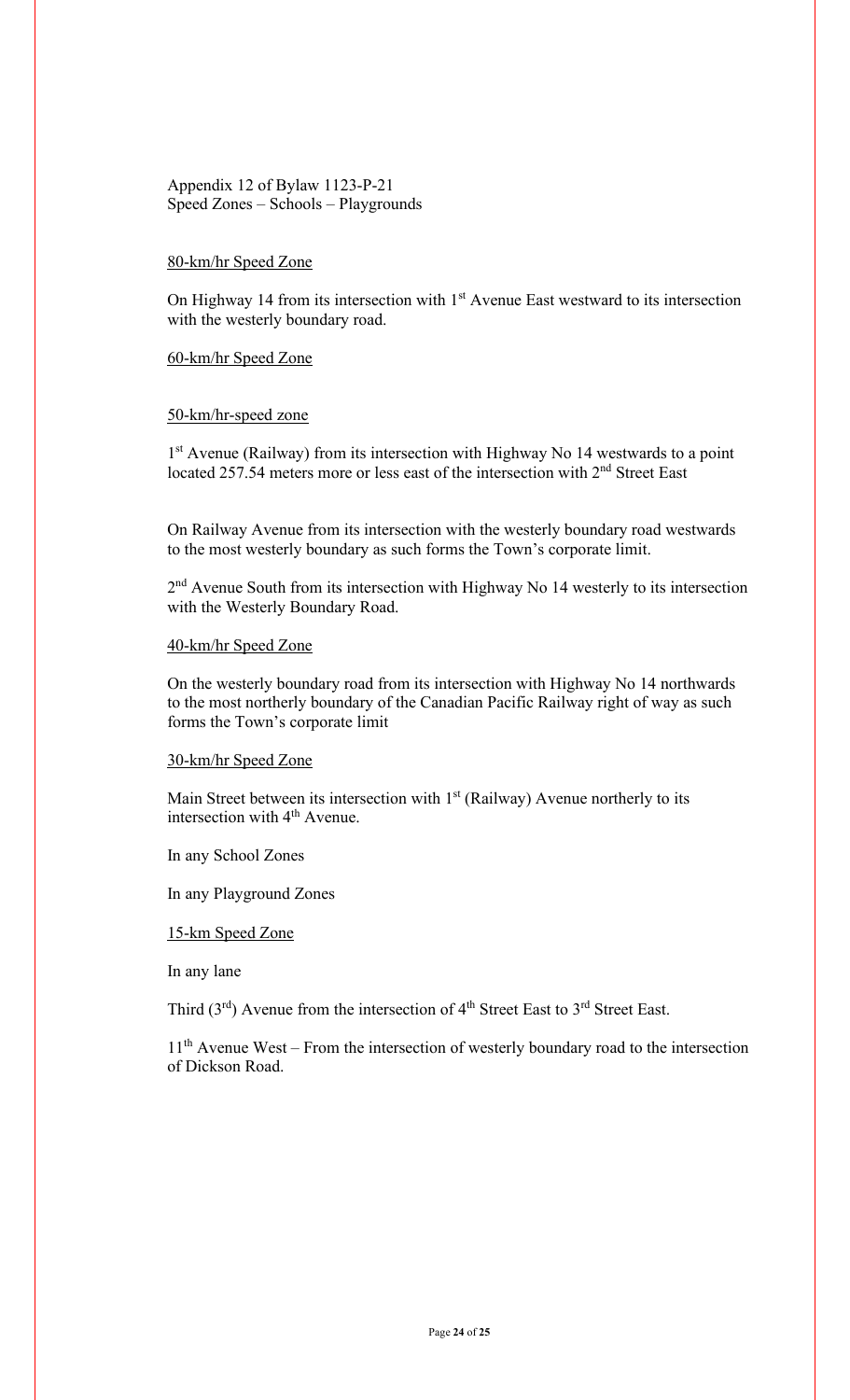Appendix 12 of Bylaw 1123-P-21
Speed Zones – Schools – Playgrounds

<u>80-km/hr Speed Zone</u>

On Highway 14 from its intersection with 1st Avenue East westward to its intersection with the westerly boundary road.

<u>60-km/hr Speed Zone</u>

<u>50-km/hr-speed zone</u>

1st Avenue (Railway) from its intersection with Highway No 14 westwards to a point located 257.54 meters more or less east of the intersection with 2nd Street East

On Railway Avenue from its intersection with the westerly boundary road westwards to the most westerly boundary as such forms the Town's corporate limit.

2nd Avenue South from its intersection with Highway No 14 westerly to its intersection with the Westerly Boundary Road.

<u>40-km/hr Speed Zone</u>

On the westerly boundary road from its intersection with Highway No 14 northwards to the most northerly boundary of the Canadian Pacific Railway right of way as such forms the Town's corporate limit

<u>30-km/hr Speed Zone</u>

Main Street between its intersection with 1st (Railway) Avenue northerly to its intersection with 4th Avenue.

In any School Zones

In any Playground Zones

<u>15-km Speed Zone</u>

In any lane

Third (3rd) Avenue from the intersection of 4th Street East to 3rd Street East.

11th Avenue West – From the intersection of westerly boundary road to the intersection of Dickson Road.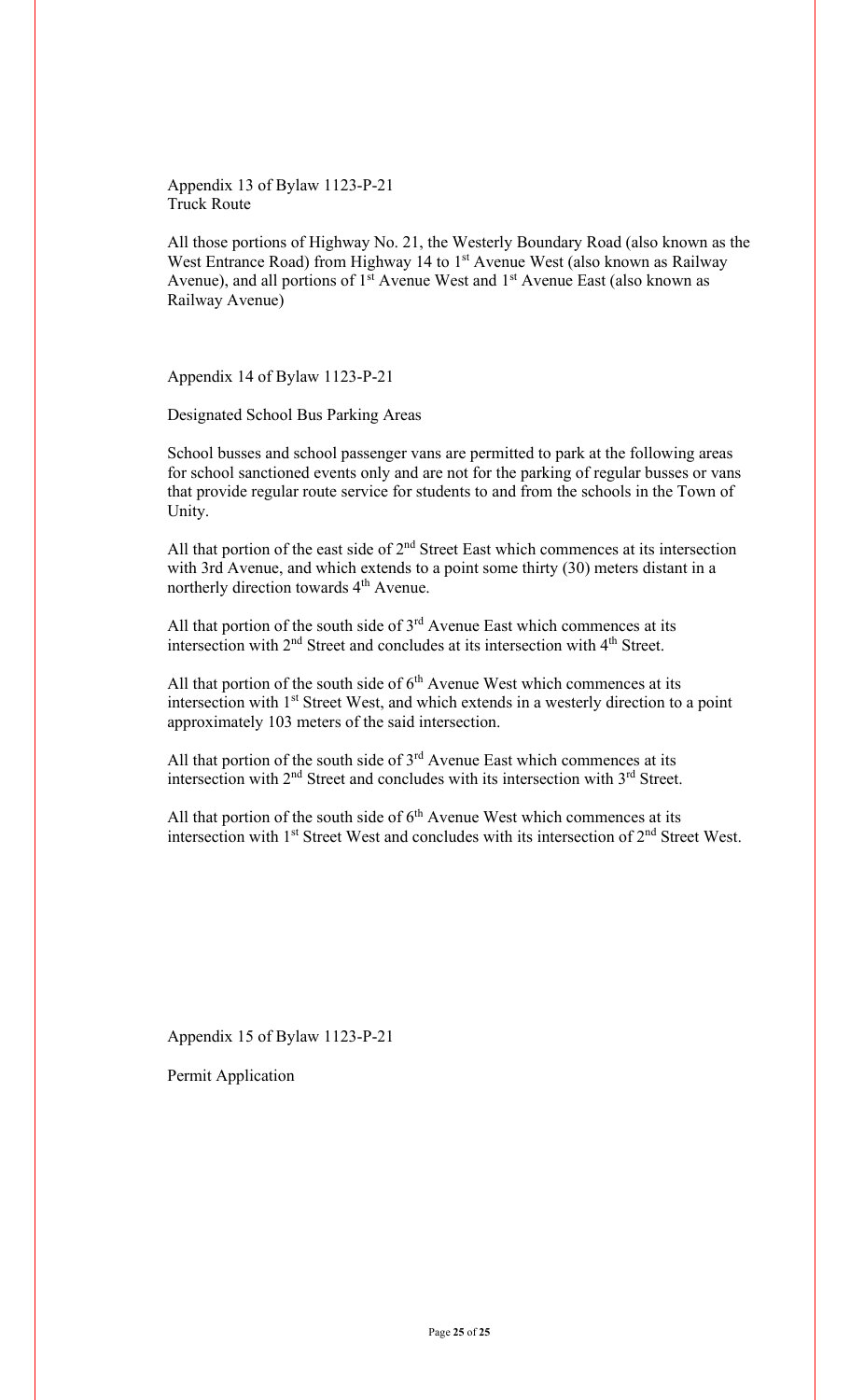Appendix 13 of Bylaw 1123-P-21
Truck Route

All those portions of Highway No. 21, the Westerly Boundary Road (also known as the West Entrance Road) from Highway 14 to 1st Avenue West (also known as Railway Avenue), and all portions of 1st Avenue West and 1st Avenue East (also known as Railway Avenue)

Appendix 14 of Bylaw 1123-P-21

Designated School Bus Parking Areas

School busses and school passenger vans are permitted to park at the following areas for school sanctioned events only and are not for the parking of regular busses or vans that provide regular route service for students to and from the schools in the Town of Unity.

All that portion of the east side of 2nd Street East which commences at its intersection with 3rd Avenue, and which extends to a point some thirty (30) meters distant in a northerly direction towards 4th Avenue.

All that portion of the south side of 3rd Avenue East which commences at its intersection with 2nd Street and concludes at its intersection with 4th Street.

All that portion of the south side of 6th Avenue West which commences at its intersection with 1st Street West, and which extends in a westerly direction to a point approximately 103 meters of the said intersection.

All that portion of the south side of 3rd Avenue East which commences at its intersection with 2nd Street and concludes with its intersection with 3rd Street.

All that portion of the south side of 6th Avenue West which commences at its intersection with 1st Street West and concludes with its intersection of 2nd Street West.

Appendix 15 of Bylaw 1123-P-21

Permit Application